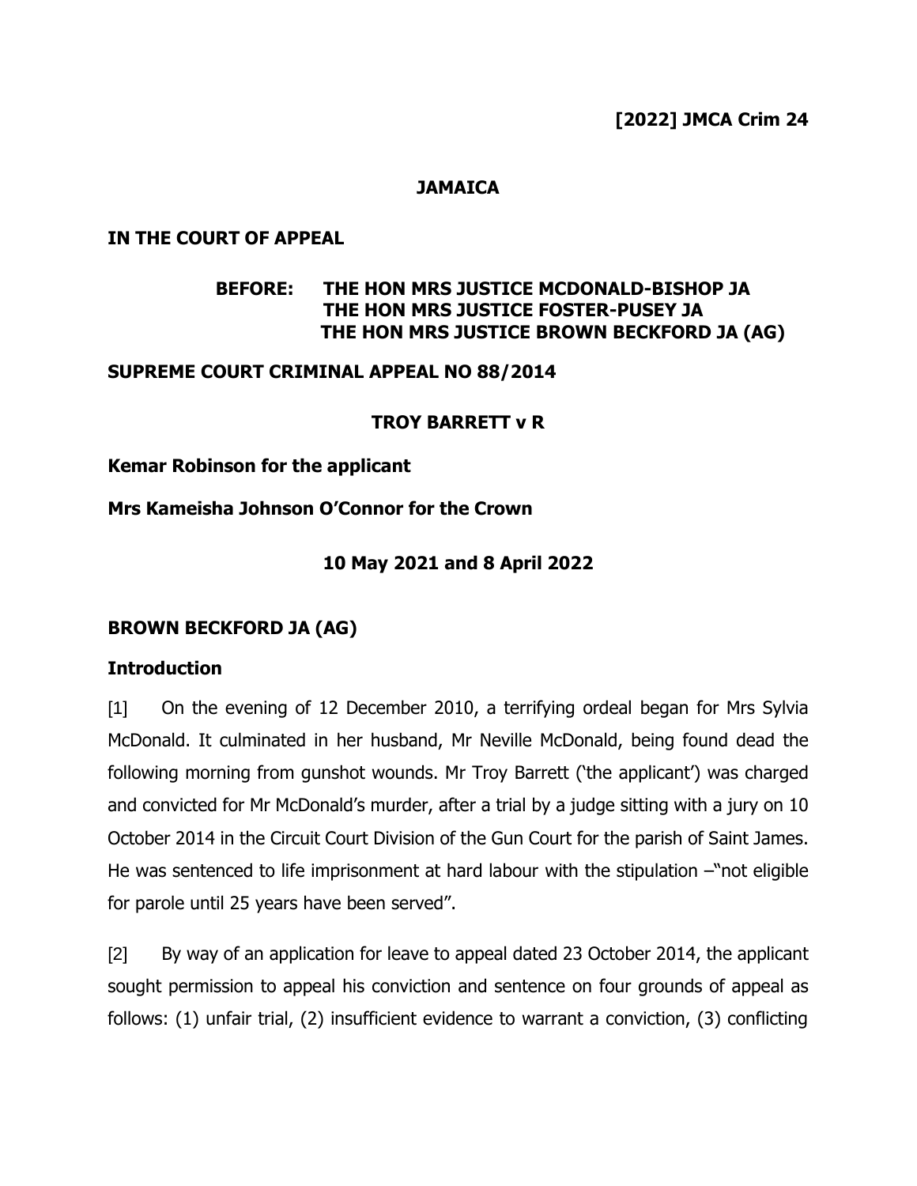**[2022] JMCA Crim 24**

**JAMAICA**

**IN THE COURT OF APPEAL**

**BEFORE: THE HON MRS JUSTICE MCDONALD-BISHOP JA**
**THE HON MRS JUSTICE FOSTER-PUSEY JA**
**THE HON MRS JUSTICE BROWN BECKFORD JA (AG)**

**SUPREME COURT CRIMINAL APPEAL NO 88/2014**

**TROY BARRETT v R**

**Kemar Robinson for the applicant**

**Mrs Kameisha Johnson O'Connor for the Crown**

**10 May 2021 and 8 April 2022**

**BROWN BECKFORD JA (AG)**

## Introduction

[1] On the evening of 12 December 2010, a terrifying ordeal began for Mrs Sylvia McDonald. It culminated in her husband, Mr Neville McDonald, being found dead the following morning from gunshot wounds. Mr Troy Barrett ('the applicant') was charged and convicted for Mr McDonald's murder, after a trial by a judge sitting with a jury on 10 October 2014 in the Circuit Court Division of the Gun Court for the parish of Saint James. He was sentenced to life imprisonment at hard labour with the stipulation –"not eligible for parole until 25 years have been served".

[2] By way of an application for leave to appeal dated 23 October 2014, the applicant sought permission to appeal his conviction and sentence on four grounds of appeal as follows: (1) unfair trial, (2) insufficient evidence to warrant a conviction, (3) conflicting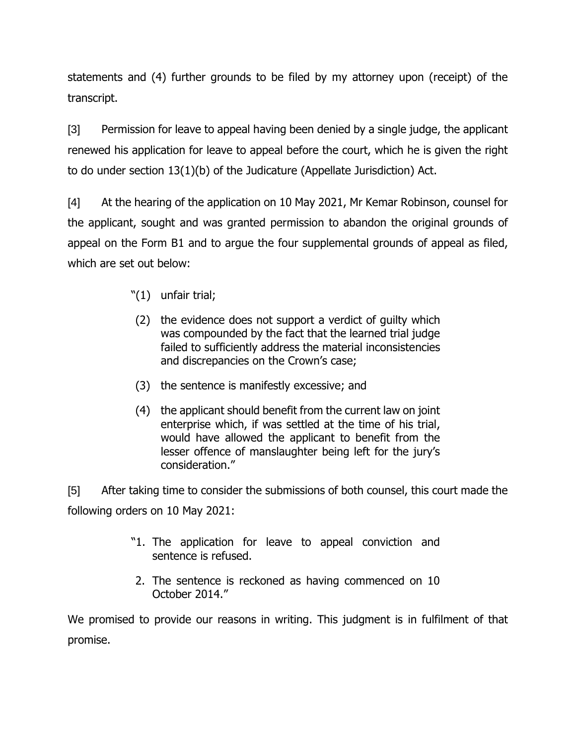statements and (4) further grounds to be filed by my attorney upon (receipt) of the transcript.

[3] Permission for leave to appeal having been denied by a single judge, the applicant renewed his application for leave to appeal before the court, which he is given the right to do under section 13(1)(b) of the Judicature (Appellate Jurisdiction) Act.

[4] At the hearing of the application on 10 May 2021, Mr Kemar Robinson, counsel for the applicant, sought and was granted permission to abandon the original grounds of appeal on the Form B1 and to argue the four supplemental grounds of appeal as filed, which are set out below:

> "(1) unfair trial;
>
> (2) the evidence does not support a verdict of guilty which was compounded by the fact that the learned trial judge failed to sufficiently address the material inconsistencies and discrepancies on the Crown's case;
>
> (3) the sentence is manifestly excessive; and
>
> (4) the applicant should benefit from the current law on joint enterprise which, if was settled at the time of his trial, would have allowed the applicant to benefit from the lesser offence of manslaughter being left for the jury's consideration."

[5] After taking time to consider the submissions of both counsel, this court made the following orders on 10 May 2021:

> "1. The application for leave to appeal conviction and sentence is refused.
>
> 2. The sentence is reckoned as having commenced on 10 October 2014."

We promised to provide our reasons in writing. This judgment is in fulfilment of that promise.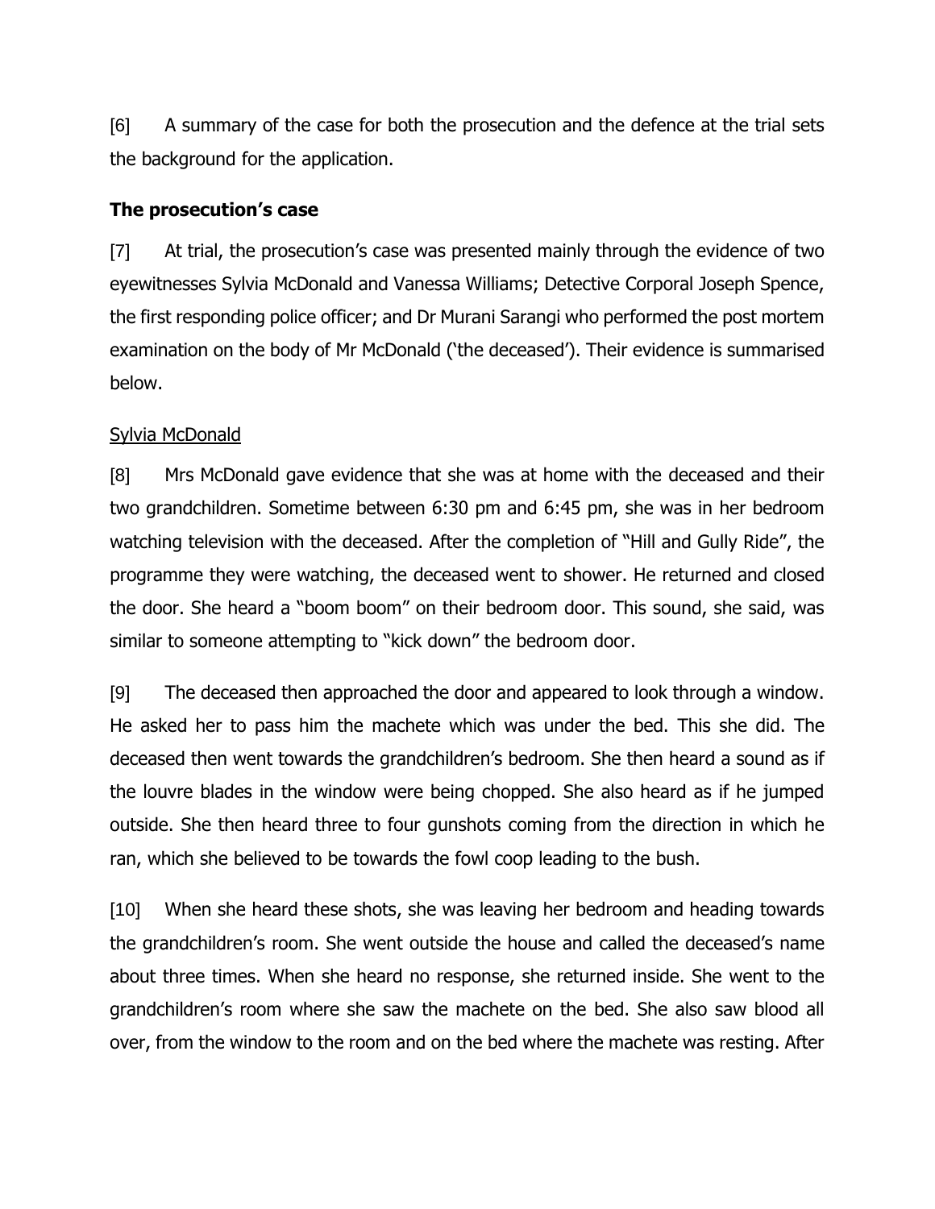[6] A summary of the case for both the prosecution and the defence at the trial sets the background for the application.

**The prosecution's case**

[7] At trial, the prosecution's case was presented mainly through the evidence of two eyewitnesses Sylvia McDonald and Vanessa Williams; Detective Corporal Joseph Spence, the first responding police officer; and Dr Murani Sarangi who performed the post mortem examination on the body of Mr McDonald ('the deceased'). Their evidence is summarised below.

<u>Sylvia McDonald</u>

[8] Mrs McDonald gave evidence that she was at home with the deceased and their two grandchildren. Sometime between 6:30 pm and 6:45 pm, she was in her bedroom watching television with the deceased. After the completion of "Hill and Gully Ride", the programme they were watching, the deceased went to shower. He returned and closed the door. She heard a "boom boom" on their bedroom door. This sound, she said, was similar to someone attempting to "kick down" the bedroom door.

[9] The deceased then approached the door and appeared to look through a window. He asked her to pass him the machete which was under the bed. This she did. The deceased then went towards the grandchildren's bedroom. She then heard a sound as if the louvre blades in the window were being chopped. She also heard as if he jumped outside. She then heard three to four gunshots coming from the direction in which he ran, which she believed to be towards the fowl coop leading to the bush.

[10] When she heard these shots, she was leaving her bedroom and heading towards the grandchildren's room. She went outside the house and called the deceased's name about three times. When she heard no response, she returned inside. She went to the grandchildren's room where she saw the machete on the bed. She also saw blood all over, from the window to the room and on the bed where the machete was resting. After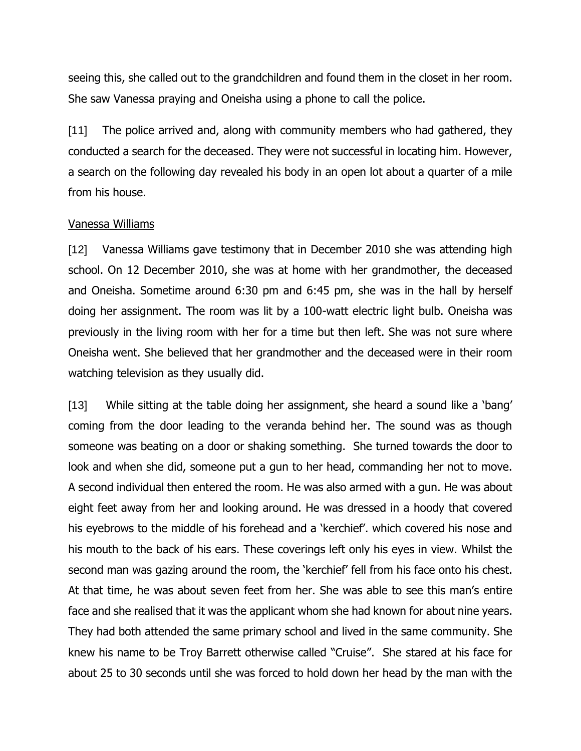seeing this, she called out to the grandchildren and found them in the closet in her room. She saw Vanessa praying and Oneisha using a phone to call the police.

[11] The police arrived and, along with community members who had gathered, they conducted a search for the deceased. They were not successful in locating him. However, a search on the following day revealed his body in an open lot about a quarter of a mile from his house.

Vanessa Williams

[12] Vanessa Williams gave testimony that in December 2010 she was attending high school. On 12 December 2010, she was at home with her grandmother, the deceased and Oneisha. Sometime around 6:30 pm and 6:45 pm, she was in the hall by herself doing her assignment. The room was lit by a 100-watt electric light bulb. Oneisha was previously in the living room with her for a time but then left. She was not sure where Oneisha went. She believed that her grandmother and the deceased were in their room watching television as they usually did.

[13] While sitting at the table doing her assignment, she heard a sound like a 'bang' coming from the door leading to the veranda behind her. The sound was as though someone was beating on a door or shaking something. She turned towards the door to look and when she did, someone put a gun to her head, commanding her not to move. A second individual then entered the room. He was also armed with a gun. He was about eight feet away from her and looking around. He was dressed in a hoody that covered his eyebrows to the middle of his forehead and a 'kerchief'. which covered his nose and his mouth to the back of his ears. These coverings left only his eyes in view. Whilst the second man was gazing around the room, the 'kerchief' fell from his face onto his chest. At that time, he was about seven feet from her. She was able to see this man's entire face and she realised that it was the applicant whom she had known for about nine years. They had both attended the same primary school and lived in the same community. She knew his name to be Troy Barrett otherwise called "Cruise". She stared at his face for about 25 to 30 seconds until she was forced to hold down her head by the man with the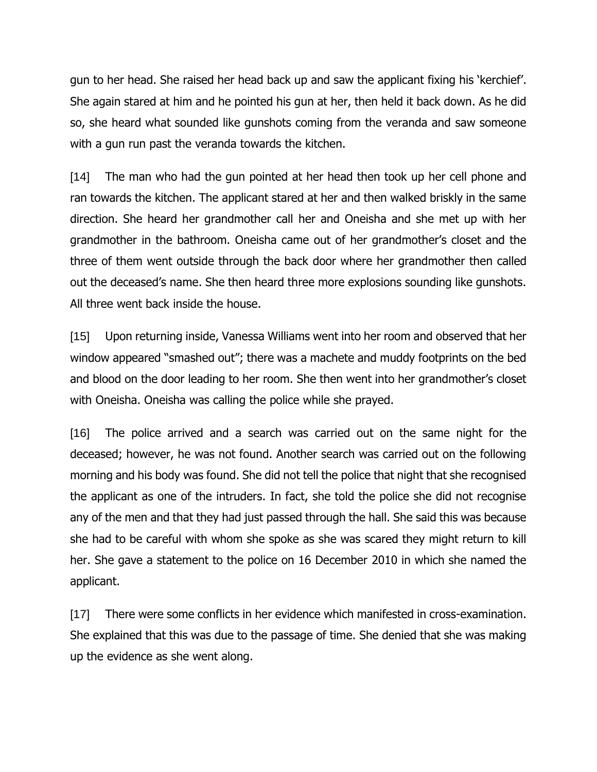gun to her head. She raised her head back up and saw the applicant fixing his 'kerchief'. She again stared at him and he pointed his gun at her, then held it back down. As he did so, she heard what sounded like gunshots coming from the veranda and saw someone with a gun run past the veranda towards the kitchen.

[14] The man who had the gun pointed at her head then took up her cell phone and ran towards the kitchen. The applicant stared at her and then walked briskly in the same direction. She heard her grandmother call her and Oneisha and she met up with her grandmother in the bathroom. Oneisha came out of her grandmother's closet and the three of them went outside through the back door where her grandmother then called out the deceased's name. She then heard three more explosions sounding like gunshots. All three went back inside the house.

[15] Upon returning inside, Vanessa Williams went into her room and observed that her window appeared "smashed out"; there was a machete and muddy footprints on the bed and blood on the door leading to her room. She then went into her grandmother's closet with Oneisha. Oneisha was calling the police while she prayed.

[16] The police arrived and a search was carried out on the same night for the deceased; however, he was not found. Another search was carried out on the following morning and his body was found. She did not tell the police that night that she recognised the applicant as one of the intruders. In fact, she told the police she did not recognise any of the men and that they had just passed through the hall. She said this was because she had to be careful with whom she spoke as she was scared they might return to kill her. She gave a statement to the police on 16 December 2010 in which she named the applicant.

[17] There were some conflicts in her evidence which manifested in cross-examination. She explained that this was due to the passage of time. She denied that she was making up the evidence as she went along.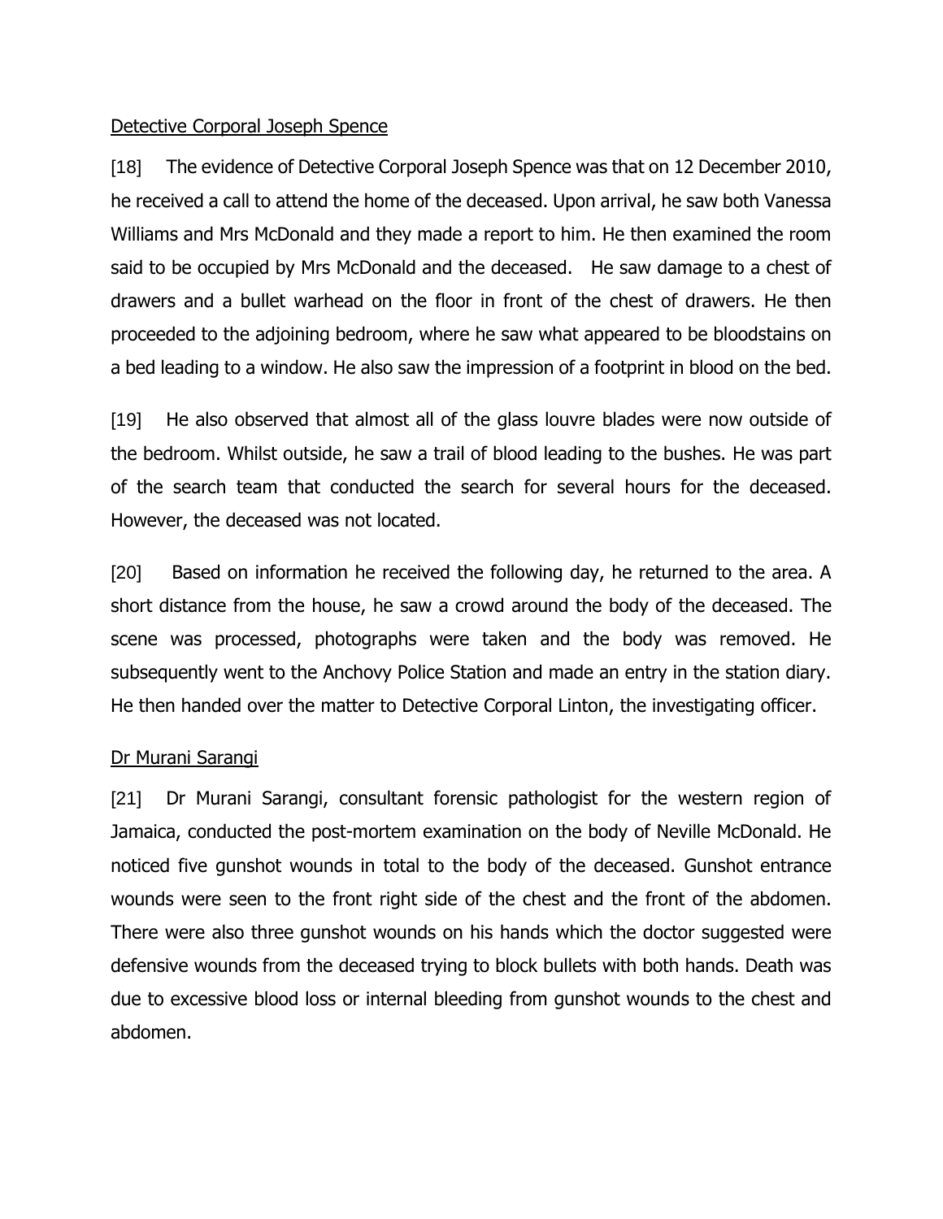<u>Detective Corporal Joseph Spence</u>

[18] The evidence of Detective Corporal Joseph Spence was that on 12 December 2010, he received a call to attend the home of the deceased. Upon arrival, he saw both Vanessa Williams and Mrs McDonald and they made a report to him. He then examined the room said to be occupied by Mrs McDonald and the deceased. He saw damage to a chest of drawers and a bullet warhead on the floor in front of the chest of drawers. He then proceeded to the adjoining bedroom, where he saw what appeared to be bloodstains on a bed leading to a window. He also saw the impression of a footprint in blood on the bed.

[19] He also observed that almost all of the glass louvre blades were now outside of the bedroom. Whilst outside, he saw a trail of blood leading to the bushes. He was part of the search team that conducted the search for several hours for the deceased. However, the deceased was not located.

[20] Based on information he received the following day, he returned to the area. A short distance from the house, he saw a crowd around the body of the deceased. The scene was processed, photographs were taken and the body was removed. He subsequently went to the Anchovy Police Station and made an entry in the station diary. He then handed over the matter to Detective Corporal Linton, the investigating officer.

<u>Dr Murani Sarangi</u>

[21] Dr Murani Sarangi, consultant forensic pathologist for the western region of Jamaica, conducted the post-mortem examination on the body of Neville McDonald. He noticed five gunshot wounds in total to the body of the deceased. Gunshot entrance wounds were seen to the front right side of the chest and the front of the abdomen. There were also three gunshot wounds on his hands which the doctor suggested were defensive wounds from the deceased trying to block bullets with both hands. Death was due to excessive blood loss or internal bleeding from gunshot wounds to the chest and abdomen.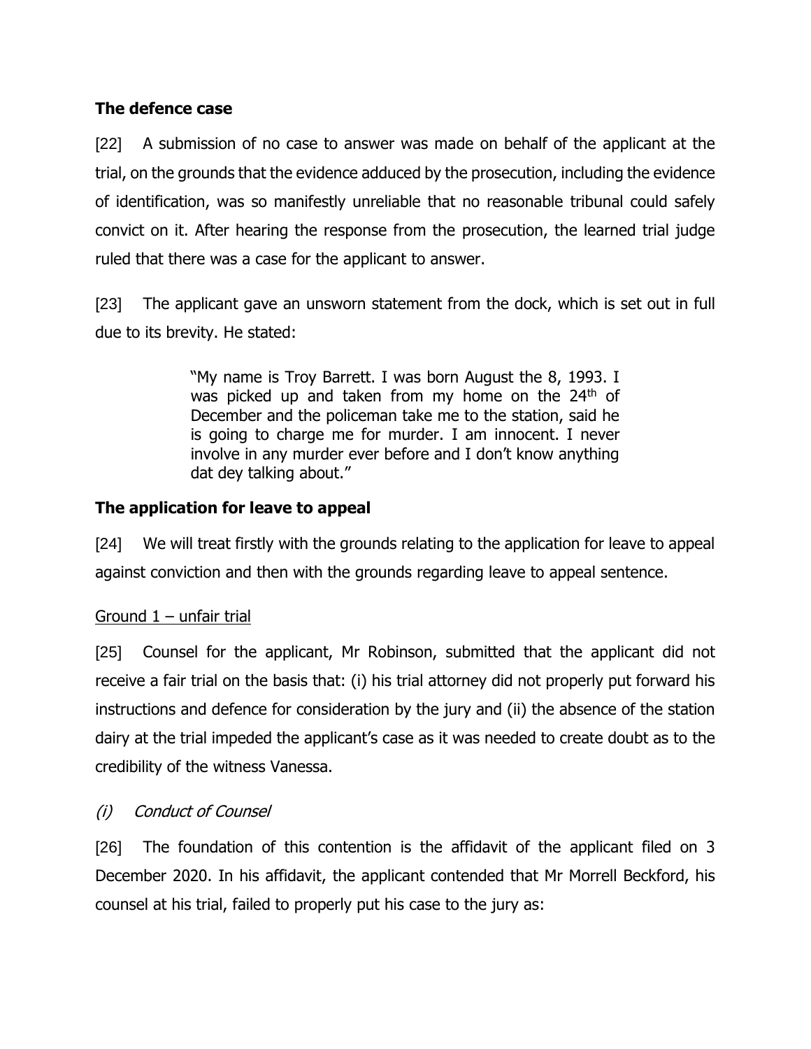## The defence case

[22] A submission of no case to answer was made on behalf of the applicant at the trial, on the grounds that the evidence adduced by the prosecution, including the evidence of identification, was so manifestly unreliable that no reasonable tribunal could safely convict on it. After hearing the response from the prosecution, the learned trial judge ruled that there was a case for the applicant to answer.

[23] The applicant gave an unsworn statement from the dock, which is set out in full due to its brevity. He stated:

> "My name is Troy Barrett. I was born August the 8, 1993. I was picked up and taken from my home on the 24th of December and the policeman take me to the station, said he is going to charge me for murder. I am innocent. I never involve in any murder ever before and I don't know anything dat dey talking about."

## The application for leave to appeal

[24] We will treat firstly with the grounds relating to the application for leave to appeal against conviction and then with the grounds regarding leave to appeal sentence.

Ground 1 – unfair trial

[25] Counsel for the applicant, Mr Robinson, submitted that the applicant did not receive a fair trial on the basis that: (i) his trial attorney did not properly put forward his instructions and defence for consideration by the jury and (ii) the absence of the station dairy at the trial impeded the applicant's case as it was needed to create doubt as to the credibility of the witness Vanessa.

*(i) Conduct of Counsel*

[26] The foundation of this contention is the affidavit of the applicant filed on 3 December 2020. In his affidavit, the applicant contended that Mr Morrell Beckford, his counsel at his trial, failed to properly put his case to the jury as: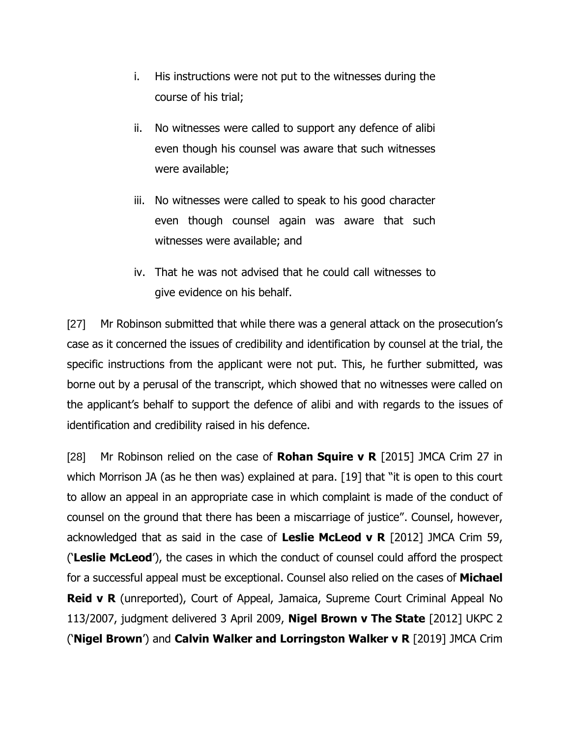i. His instructions were not put to the witnesses during the course of his trial;

ii. No witnesses were called to support any defence of alibi even though his counsel was aware that such witnesses were available;

iii. No witnesses were called to speak to his good character even though counsel again was aware that such witnesses were available; and

iv. That he was not advised that he could call witnesses to give evidence on his behalf.

[27] Mr Robinson submitted that while there was a general attack on the prosecution's case as it concerned the issues of credibility and identification by counsel at the trial, the specific instructions from the applicant were not put. This, he further submitted, was borne out by a perusal of the transcript, which showed that no witnesses were called on the applicant's behalf to support the defence of alibi and with regards to the issues of identification and credibility raised in his defence.

[28] Mr Robinson relied on the case of **Rohan Squire v R** [2015] JMCA Crim 27 in which Morrison JA (as he then was) explained at para. [19] that "it is open to this court to allow an appeal in an appropriate case in which complaint is made of the conduct of counsel on the ground that there has been a miscarriage of justice". Counsel, however, acknowledged that as said in the case of **Leslie McLeod v R** [2012] JMCA Crim 59, ('**Leslie McLeod**'), the cases in which the conduct of counsel could afford the prospect for a successful appeal must be exceptional. Counsel also relied on the cases of **Michael Reid v R** (unreported), Court of Appeal, Jamaica, Supreme Court Criminal Appeal No 113/2007, judgment delivered 3 April 2009, **Nigel Brown v The State** [2012] UKPC 2 ('**Nigel Brown**') and **Calvin Walker and Lorringston Walker v R** [2019] JMCA Crim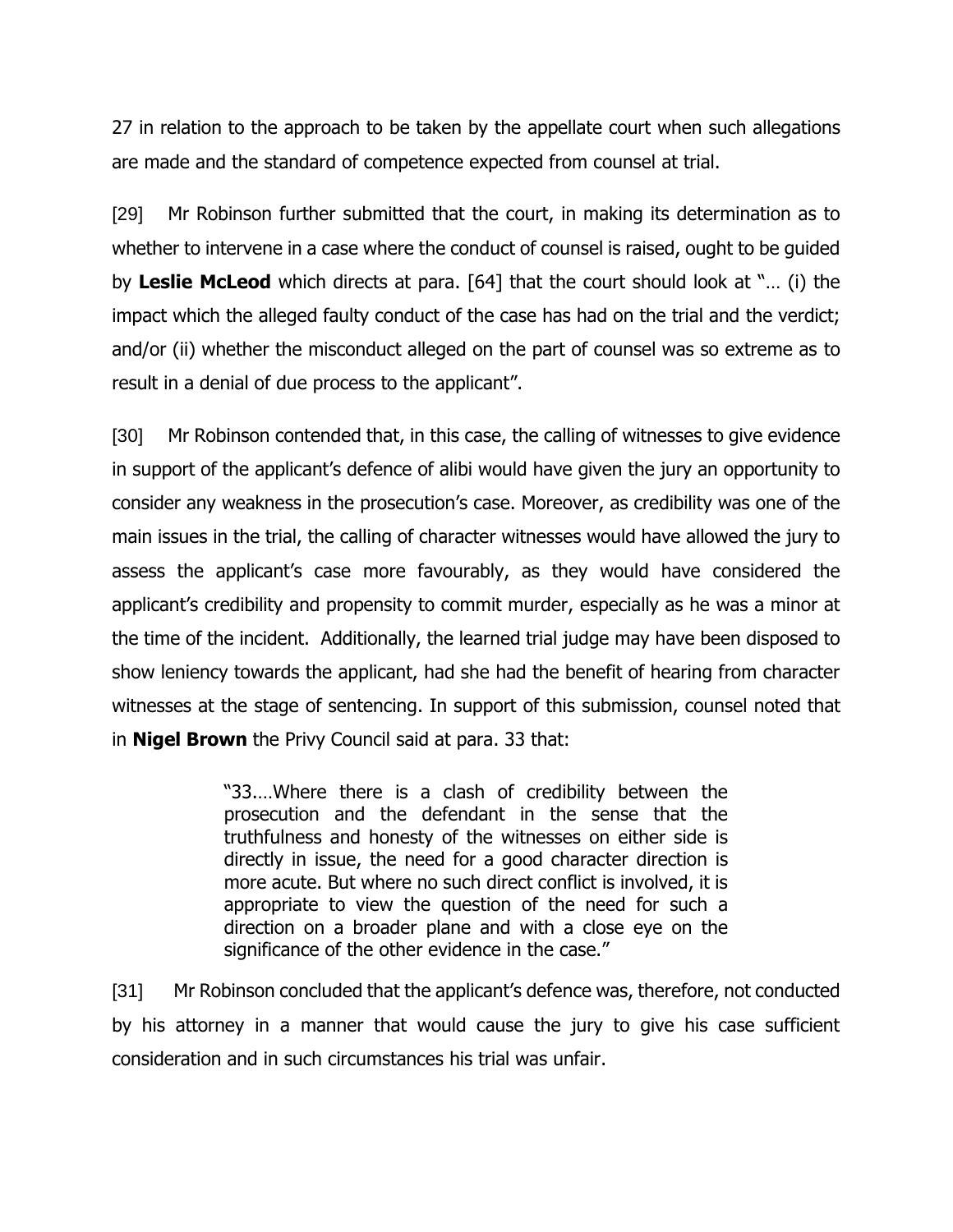27 in relation to the approach to be taken by the appellate court when such allegations are made and the standard of competence expected from counsel at trial.

[29] Mr Robinson further submitted that the court, in making its determination as to whether to intervene in a case where the conduct of counsel is raised, ought to be guided by **Leslie McLeod** which directs at para. [64] that the court should look at "… (i) the impact which the alleged faulty conduct of the case has had on the trial and the verdict; and/or (ii) whether the misconduct alleged on the part of counsel was so extreme as to result in a denial of due process to the applicant".

[30] Mr Robinson contended that, in this case, the calling of witnesses to give evidence in support of the applicant's defence of alibi would have given the jury an opportunity to consider any weakness in the prosecution's case. Moreover, as credibility was one of the main issues in the trial, the calling of character witnesses would have allowed the jury to assess the applicant's case more favourably, as they would have considered the applicant's credibility and propensity to commit murder, especially as he was a minor at the time of the incident. Additionally, the learned trial judge may have been disposed to show leniency towards the applicant, had she had the benefit of hearing from character witnesses at the stage of sentencing. In support of this submission, counsel noted that in **Nigel Brown** the Privy Council said at para. 33 that:

> "33.…Where there is a clash of credibility between the prosecution and the defendant in the sense that the truthfulness and honesty of the witnesses on either side is directly in issue, the need for a good character direction is more acute. But where no such direct conflict is involved, it is appropriate to view the question of the need for such a direction on a broader plane and with a close eye on the significance of the other evidence in the case."

[31] Mr Robinson concluded that the applicant's defence was, therefore, not conducted by his attorney in a manner that would cause the jury to give his case sufficient consideration and in such circumstances his trial was unfair.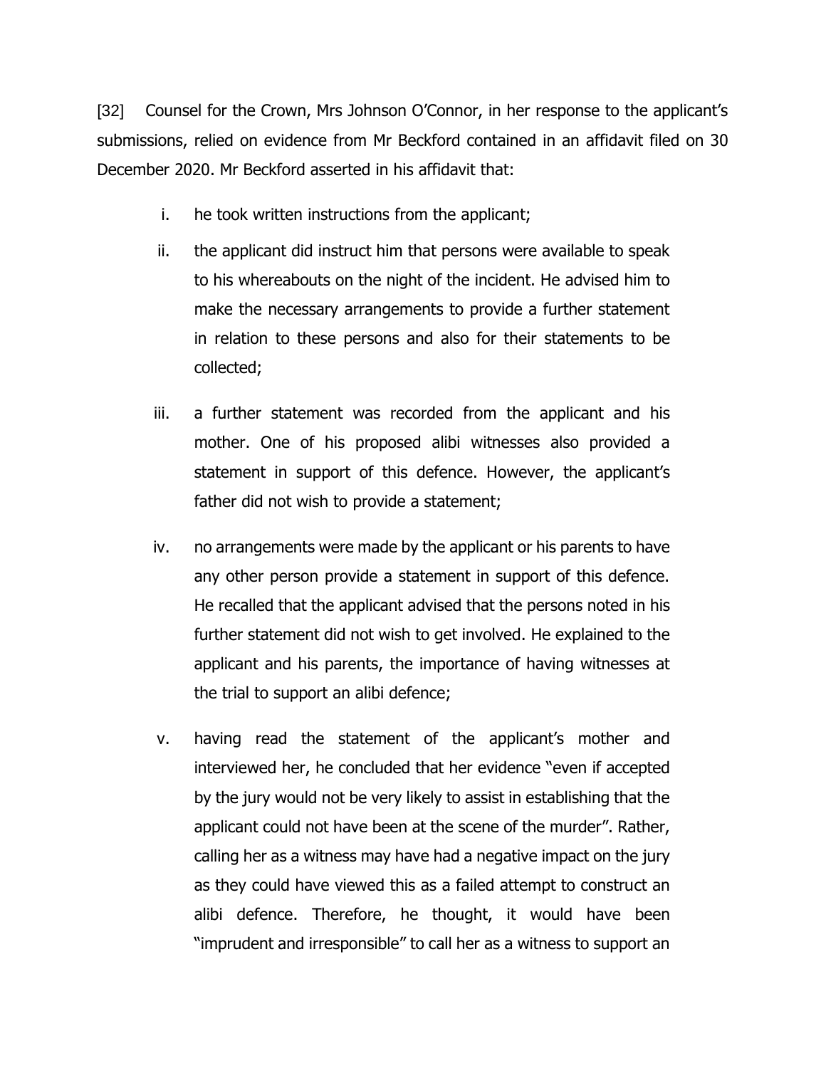[32] Counsel for the Crown, Mrs Johnson O'Connor, in her response to the applicant's submissions, relied on evidence from Mr Beckford contained in an affidavit filed on 30 December 2020. Mr Beckford asserted in his affidavit that:

i. he took written instructions from the applicant;

ii. the applicant did instruct him that persons were available to speak to his whereabouts on the night of the incident. He advised him to make the necessary arrangements to provide a further statement in relation to these persons and also for their statements to be collected;

iii. a further statement was recorded from the applicant and his mother. One of his proposed alibi witnesses also provided a statement in support of this defence. However, the applicant's father did not wish to provide a statement;

iv. no arrangements were made by the applicant or his parents to have any other person provide a statement in support of this defence. He recalled that the applicant advised that the persons noted in his further statement did not wish to get involved. He explained to the applicant and his parents, the importance of having witnesses at the trial to support an alibi defence;

v. having read the statement of the applicant's mother and interviewed her, he concluded that her evidence "even if accepted by the jury would not be very likely to assist in establishing that the applicant could not have been at the scene of the murder". Rather, calling her as a witness may have had a negative impact on the jury as they could have viewed this as a failed attempt to construct an alibi defence. Therefore, he thought, it would have been "imprudent and irresponsible" to call her as a witness to support an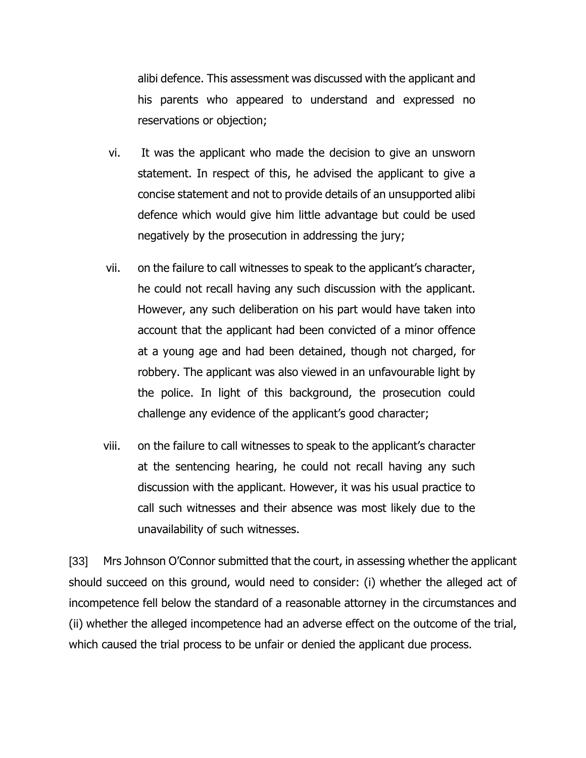alibi defence. This assessment was discussed with the applicant and his parents who appeared to understand and expressed no reservations or objection;

vi. It was the applicant who made the decision to give an unsworn statement. In respect of this, he advised the applicant to give a concise statement and not to provide details of an unsupported alibi defence which would give him little advantage but could be used negatively by the prosecution in addressing the jury;

vii. on the failure to call witnesses to speak to the applicant's character, he could not recall having any such discussion with the applicant. However, any such deliberation on his part would have taken into account that the applicant had been convicted of a minor offence at a young age and had been detained, though not charged, for robbery. The applicant was also viewed in an unfavourable light by the police. In light of this background, the prosecution could challenge any evidence of the applicant's good character;

viii. on the failure to call witnesses to speak to the applicant's character at the sentencing hearing, he could not recall having any such discussion with the applicant. However, it was his usual practice to call such witnesses and their absence was most likely due to the unavailability of such witnesses.

[33] Mrs Johnson O'Connor submitted that the court, in assessing whether the applicant should succeed on this ground, would need to consider: (i) whether the alleged act of incompetence fell below the standard of a reasonable attorney in the circumstances and (ii) whether the alleged incompetence had an adverse effect on the outcome of the trial, which caused the trial process to be unfair or denied the applicant due process.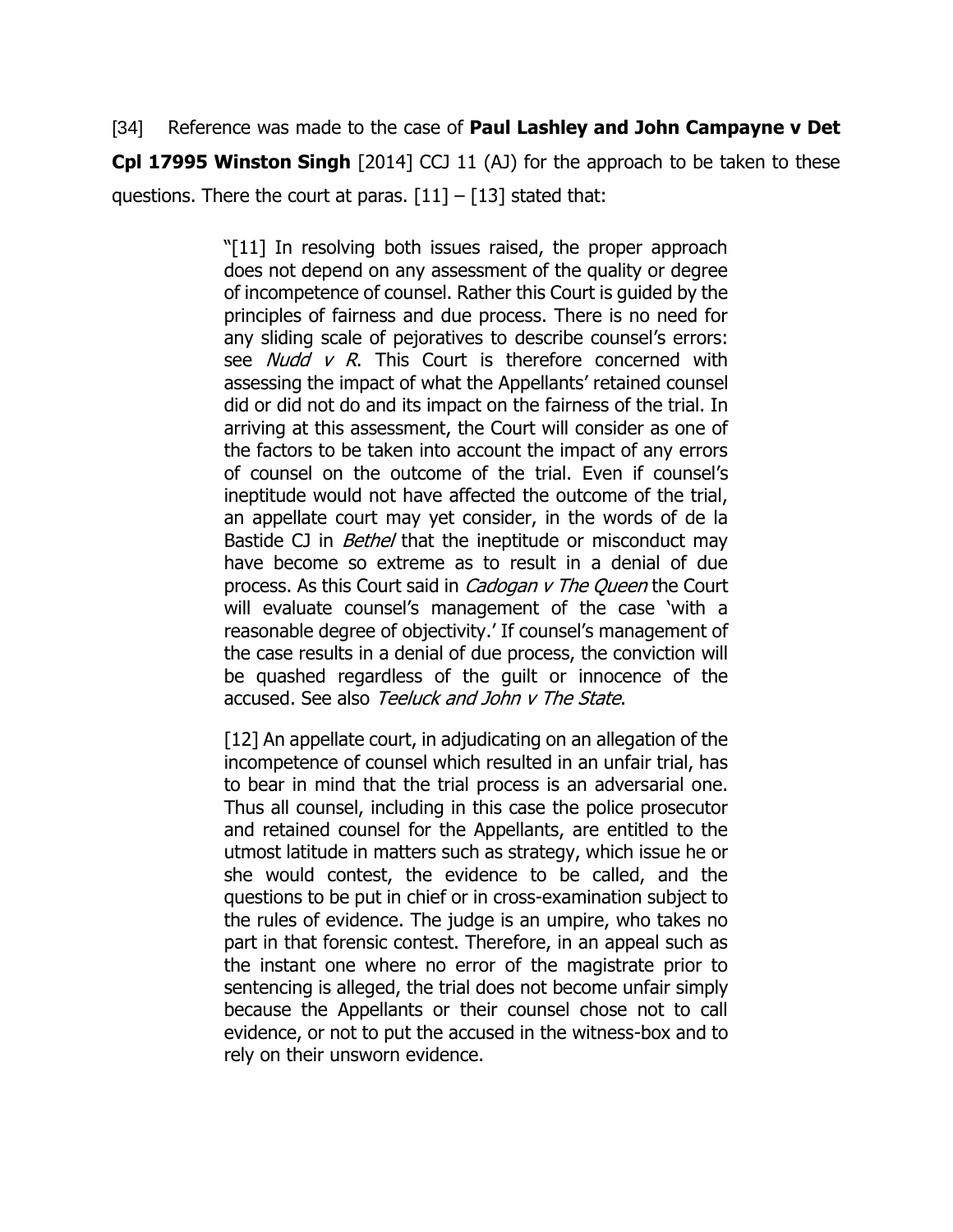[34] Reference was made to the case of **Paul Lashley and John Campayne v Det Cpl 17995 Winston Singh** [2014] CCJ 11 (AJ) for the approach to be taken to these questions. There the court at paras. [11] – [13] stated that:

> "[11] In resolving both issues raised, the proper approach does not depend on any assessment of the quality or degree of incompetence of counsel. Rather this Court is guided by the principles of fairness and due process. There is no need for any sliding scale of pejoratives to describe counsel's errors: see *Nudd v R*. This Court is therefore concerned with assessing the impact of what the Appellants' retained counsel did or did not do and its impact on the fairness of the trial. In arriving at this assessment, the Court will consider as one of the factors to be taken into account the impact of any errors of counsel on the outcome of the trial. Even if counsel's ineptitude would not have affected the outcome of the trial, an appellate court may yet consider, in the words of de la Bastide CJ in *Bethel* that the ineptitude or misconduct may have become so extreme as to result in a denial of due process. As this Court said in *Cadogan v The Queen* the Court will evaluate counsel's management of the case 'with a reasonable degree of objectivity.' If counsel's management of the case results in a denial of due process, the conviction will be quashed regardless of the guilt or innocence of the accused. See also *Teeluck and John v The State*.
>
> [12] An appellate court, in adjudicating on an allegation of the incompetence of counsel which resulted in an unfair trial, has to bear in mind that the trial process is an adversarial one. Thus all counsel, including in this case the police prosecutor and retained counsel for the Appellants, are entitled to the utmost latitude in matters such as strategy, which issue he or she would contest, the evidence to be called, and the questions to be put in chief or in cross-examination subject to the rules of evidence. The judge is an umpire, who takes no part in that forensic contest. Therefore, in an appeal such as the instant one where no error of the magistrate prior to sentencing is alleged, the trial does not become unfair simply because the Appellants or their counsel chose not to call evidence, or not to put the accused in the witness-box and to rely on their unsworn evidence.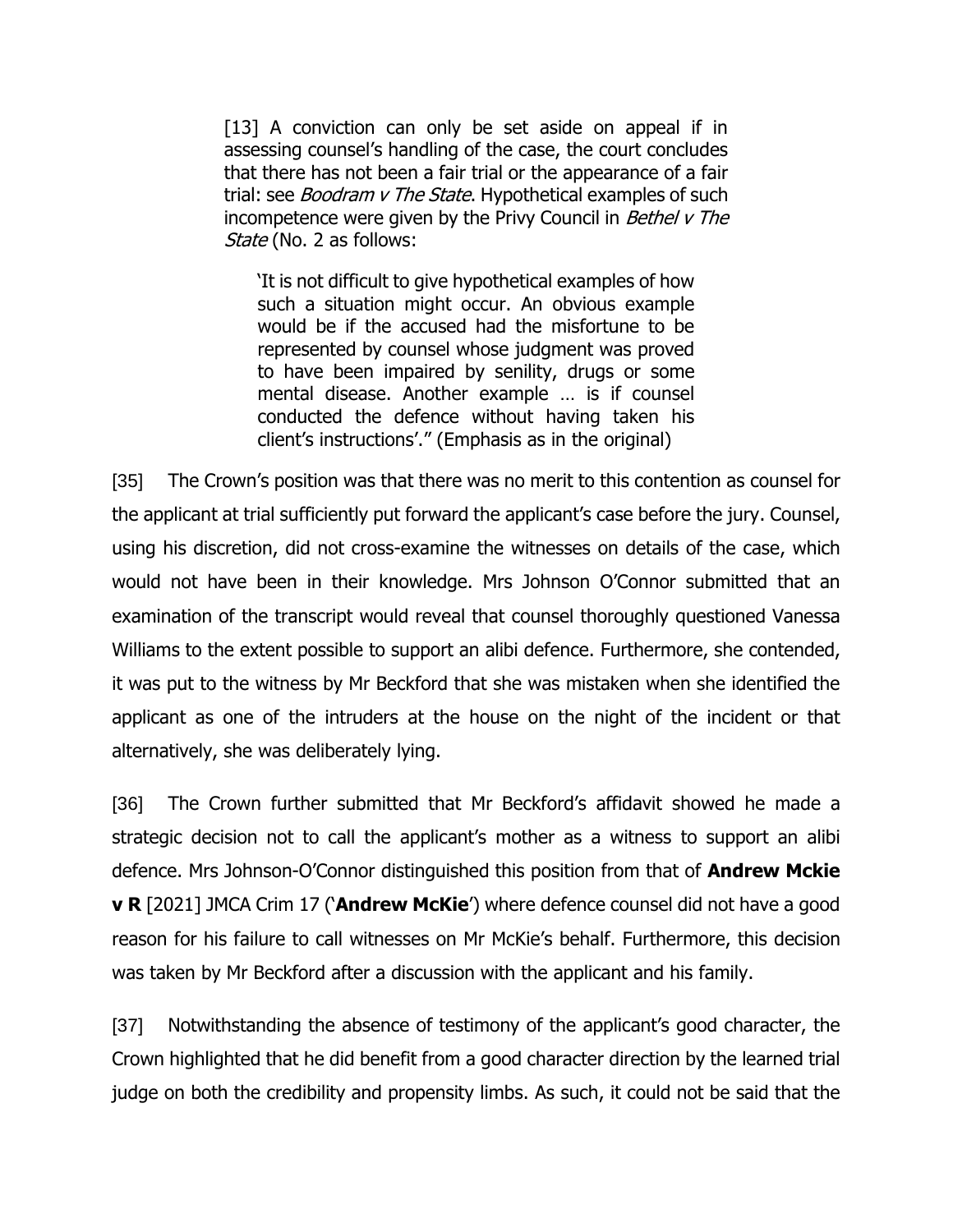> [13] A conviction can only be set aside on appeal if in assessing counsel's handling of the case, the court concludes that there has not been a fair trial or the appearance of a fair trial: see *Boodram v The State*. Hypothetical examples of such incompetence were given by the Privy Council in *Bethel v The State* (No. 2 as follows:
>
> > 'It is not difficult to give hypothetical examples of how such a situation might occur. An obvious example would be if the accused had the misfortune to be represented by counsel whose judgment was proved to have been impaired by senility, drugs or some mental disease. Another example … is if counsel conducted the defence without having taken his client's instructions'." (Emphasis as in the original)

[35] The Crown's position was that there was no merit to this contention as counsel for the applicant at trial sufficiently put forward the applicant's case before the jury. Counsel, using his discretion, did not cross-examine the witnesses on details of the case, which would not have been in their knowledge. Mrs Johnson O'Connor submitted that an examination of the transcript would reveal that counsel thoroughly questioned Vanessa Williams to the extent possible to support an alibi defence. Furthermore, she contended, it was put to the witness by Mr Beckford that she was mistaken when she identified the applicant as one of the intruders at the house on the night of the incident or that alternatively, she was deliberately lying.

[36] The Crown further submitted that Mr Beckford's affidavit showed he made a strategic decision not to call the applicant's mother as a witness to support an alibi defence. Mrs Johnson-O'Connor distinguished this position from that of **Andrew Mckie v R** [2021] JMCA Crim 17 ('**Andrew McKie**') where defence counsel did not have a good reason for his failure to call witnesses on Mr McKie's behalf. Furthermore, this decision was taken by Mr Beckford after a discussion with the applicant and his family.

[37] Notwithstanding the absence of testimony of the applicant's good character, the Crown highlighted that he did benefit from a good character direction by the learned trial judge on both the credibility and propensity limbs. As such, it could not be said that the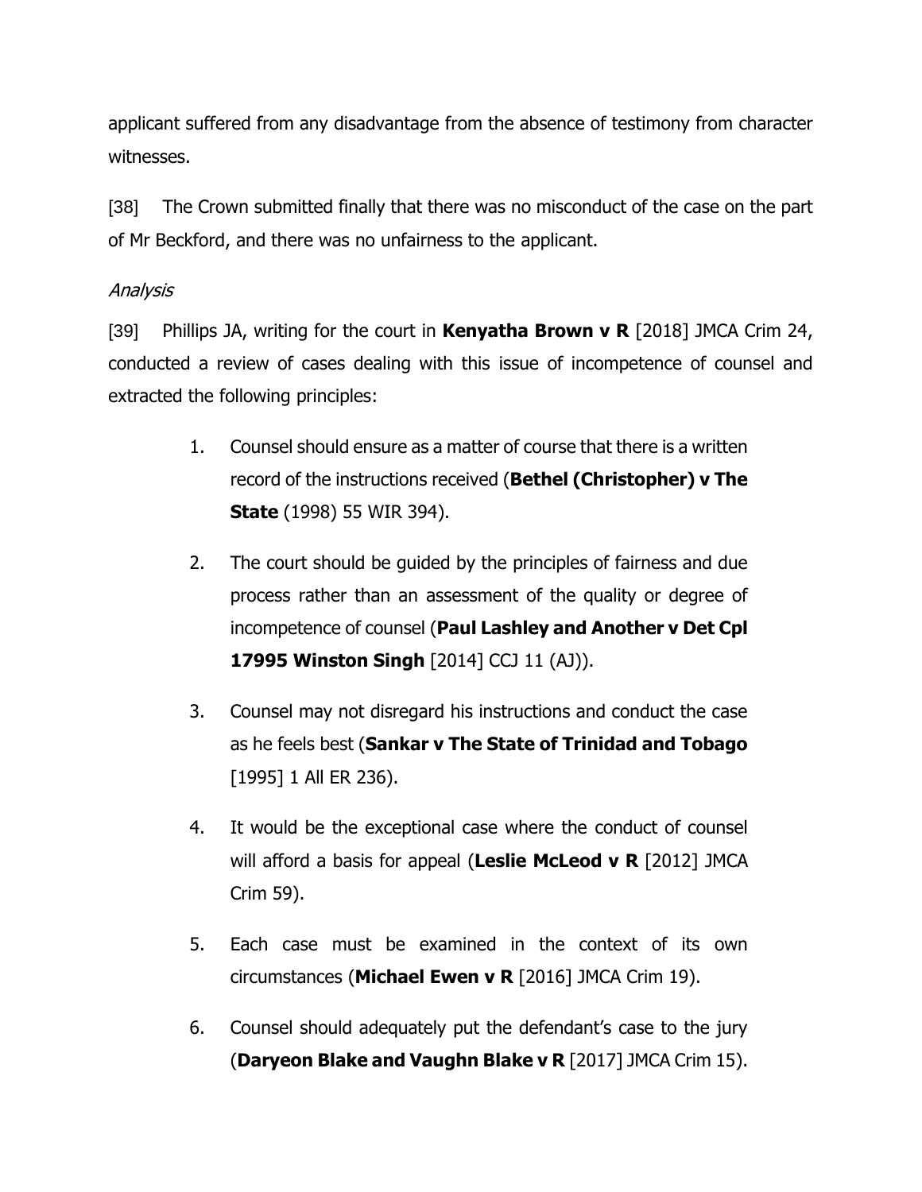applicant suffered from any disadvantage from the absence of testimony from character witnesses.

[38] The Crown submitted finally that there was no misconduct of the case on the part of Mr Beckford, and there was no unfairness to the applicant.

*Analysis*

[39] Phillips JA, writing for the court in **Kenyatha Brown v R** [2018] JMCA Crim 24, conducted a review of cases dealing with this issue of incompetence of counsel and extracted the following principles:

> 1. Counsel should ensure as a matter of course that there is a written record of the instructions received (**Bethel (Christopher) v The State** (1998) 55 WIR 394).
>
> 2. The court should be guided by the principles of fairness and due process rather than an assessment of the quality or degree of incompetence of counsel (**Paul Lashley and Another v Det Cpl 17995 Winston Singh** [2014] CCJ 11 (AJ)).
>
> 3. Counsel may not disregard his instructions and conduct the case as he feels best (**Sankar v The State of Trinidad and Tobago** [1995] 1 All ER 236).
>
> 4. It would be the exceptional case where the conduct of counsel will afford a basis for appeal (**Leslie McLeod v R** [2012] JMCA Crim 59).
>
> 5. Each case must be examined in the context of its own circumstances (**Michael Ewen v R** [2016] JMCA Crim 19).
>
> 6. Counsel should adequately put the defendant's case to the jury (**Daryeon Blake and Vaughn Blake v R** [2017] JMCA Crim 15).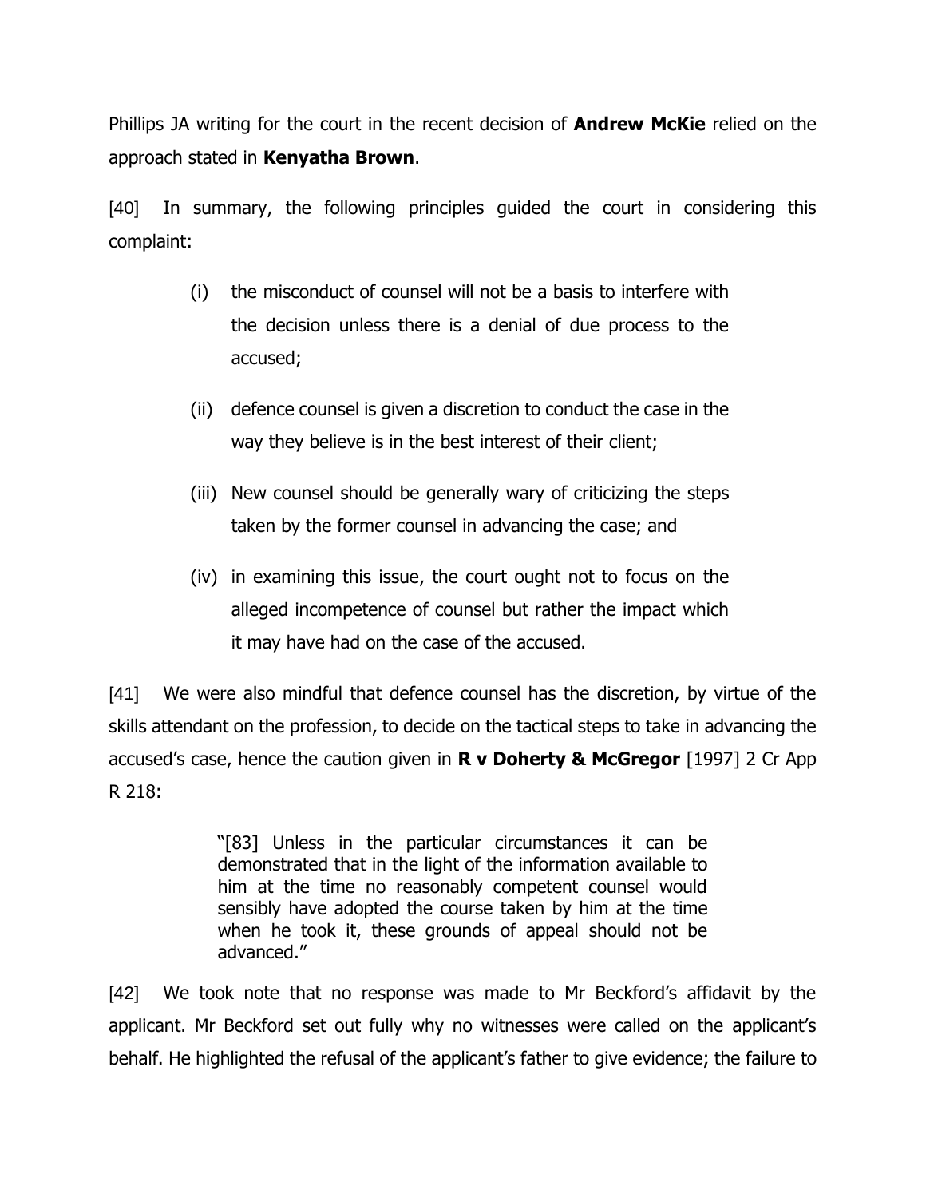Phillips JA writing for the court in the recent decision of **Andrew McKie** relied on the approach stated in **Kenyatha Brown**.

[40] In summary, the following principles guided the court in considering this complaint:

> (i) the misconduct of counsel will not be a basis to interfere with the decision unless there is a denial of due process to the accused;
>
> (ii) defence counsel is given a discretion to conduct the case in the way they believe is in the best interest of their client;
>
> (iii) New counsel should be generally wary of criticizing the steps taken by the former counsel in advancing the case; and
>
> (iv) in examining this issue, the court ought not to focus on the alleged incompetence of counsel but rather the impact which it may have had on the case of the accused.

[41] We were also mindful that defence counsel has the discretion, by virtue of the skills attendant on the profession, to decide on the tactical steps to take in advancing the accused's case, hence the caution given in **R v Doherty & McGregor** [1997] 2 Cr App R 218:

> "[83] Unless in the particular circumstances it can be demonstrated that in the light of the information available to him at the time no reasonably competent counsel would sensibly have adopted the course taken by him at the time when he took it, these grounds of appeal should not be advanced."

[42] We took note that no response was made to Mr Beckford's affidavit by the applicant. Mr Beckford set out fully why no witnesses were called on the applicant's behalf. He highlighted the refusal of the applicant's father to give evidence; the failure to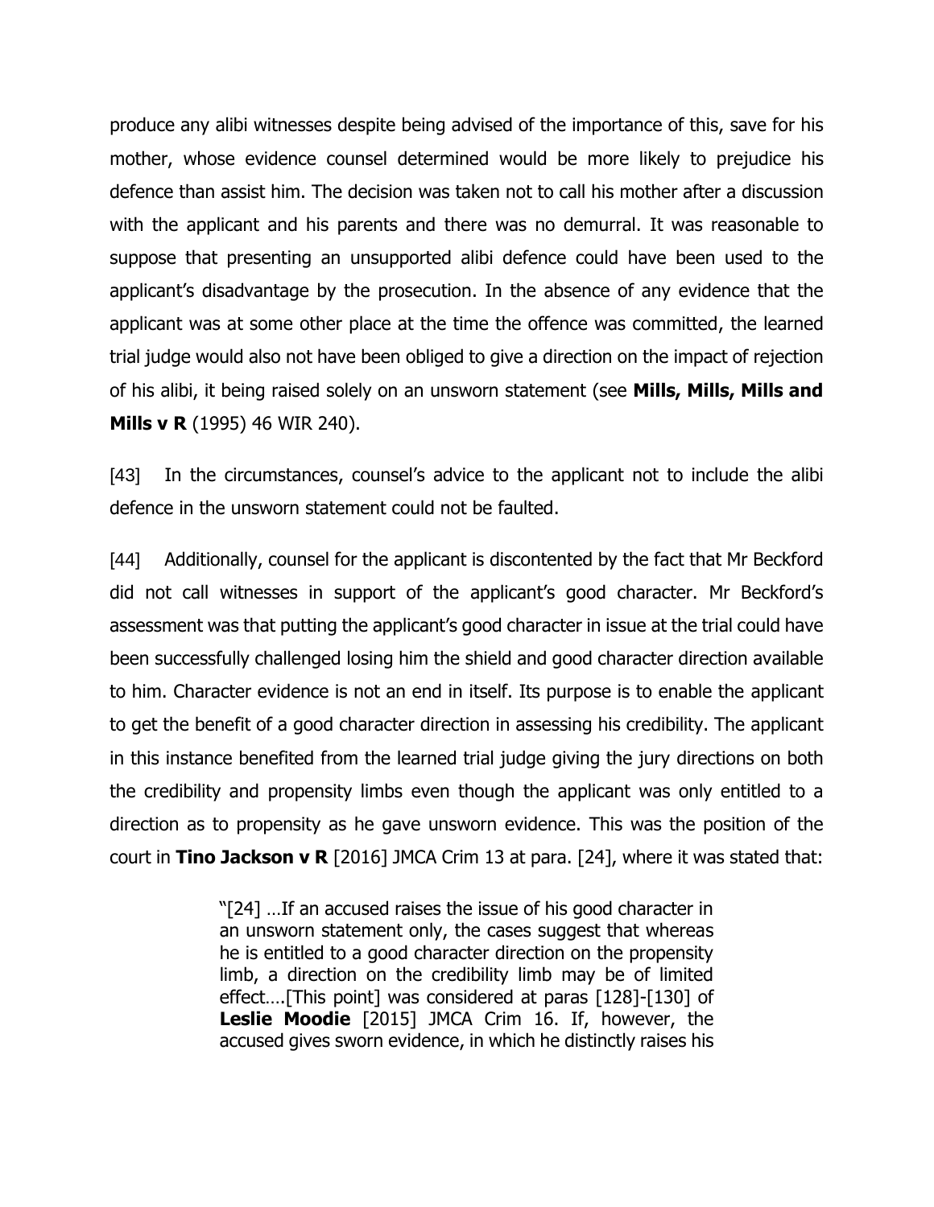produce any alibi witnesses despite being advised of the importance of this, save for his mother, whose evidence counsel determined would be more likely to prejudice his defence than assist him. The decision was taken not to call his mother after a discussion with the applicant and his parents and there was no demurral. It was reasonable to suppose that presenting an unsupported alibi defence could have been used to the applicant's disadvantage by the prosecution. In the absence of any evidence that the applicant was at some other place at the time the offence was committed, the learned trial judge would also not have been obliged to give a direction on the impact of rejection of his alibi, it being raised solely on an unsworn statement (see **Mills, Mills, Mills and Mills v R** (1995) 46 WIR 240).

[43] In the circumstances, counsel's advice to the applicant not to include the alibi defence in the unsworn statement could not be faulted.

[44] Additionally, counsel for the applicant is discontented by the fact that Mr Beckford did not call witnesses in support of the applicant's good character. Mr Beckford's assessment was that putting the applicant's good character in issue at the trial could have been successfully challenged losing him the shield and good character direction available to him. Character evidence is not an end in itself. Its purpose is to enable the applicant to get the benefit of a good character direction in assessing his credibility. The applicant in this instance benefited from the learned trial judge giving the jury directions on both the credibility and propensity limbs even though the applicant was only entitled to a direction as to propensity as he gave unsworn evidence. This was the position of the court in **Tino Jackson v R** [2016] JMCA Crim 13 at para. [24], where it was stated that:

> "[24] …If an accused raises the issue of his good character in an unsworn statement only, the cases suggest that whereas he is entitled to a good character direction on the propensity limb, a direction on the credibility limb may be of limited effect….[This point] was considered at paras [128]-[130] of **Leslie Moodie** [2015] JMCA Crim 16. If, however, the accused gives sworn evidence, in which he distinctly raises his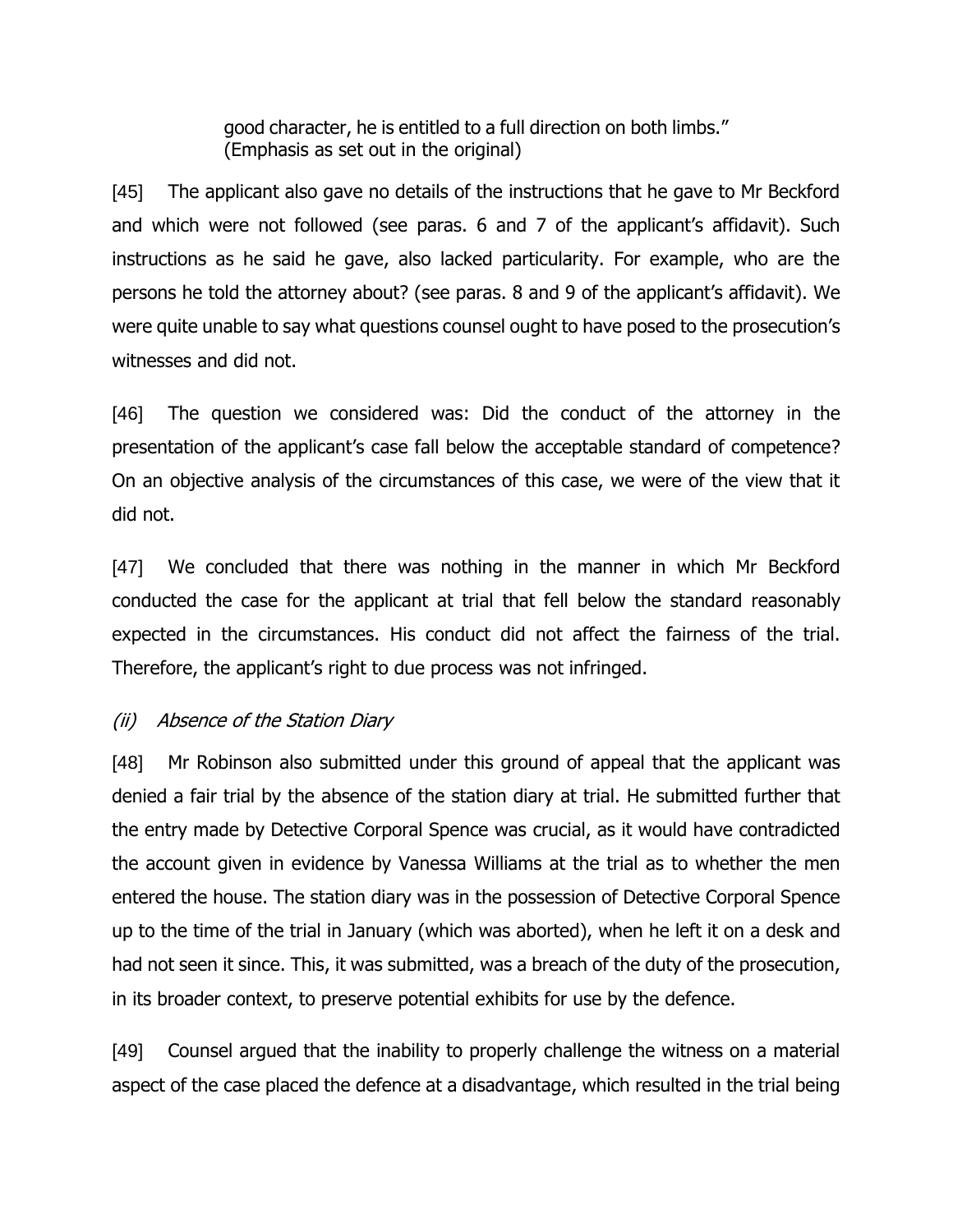good character, he is entitled to a full direction on both limbs."
(Emphasis as set out in the original)

[45] The applicant also gave no details of the instructions that he gave to Mr Beckford and which were not followed (see paras. 6 and 7 of the applicant's affidavit). Such instructions as he said he gave, also lacked particularity. For example, who are the persons he told the attorney about? (see paras. 8 and 9 of the applicant's affidavit). We were quite unable to say what questions counsel ought to have posed to the prosecution's witnesses and did not.

[46] The question we considered was: Did the conduct of the attorney in the presentation of the applicant's case fall below the acceptable standard of competence? On an objective analysis of the circumstances of this case, we were of the view that it did not.

[47] We concluded that there was nothing in the manner in which Mr Beckford conducted the case for the applicant at trial that fell below the standard reasonably expected in the circumstances. His conduct did not affect the fairness of the trial. Therefore, the applicant's right to due process was not infringed.

*(ii) Absence of the Station Diary*

[48] Mr Robinson also submitted under this ground of appeal that the applicant was denied a fair trial by the absence of the station diary at trial. He submitted further that the entry made by Detective Corporal Spence was crucial, as it would have contradicted the account given in evidence by Vanessa Williams at the trial as to whether the men entered the house. The station diary was in the possession of Detective Corporal Spence up to the time of the trial in January (which was aborted), when he left it on a desk and had not seen it since. This, it was submitted, was a breach of the duty of the prosecution, in its broader context, to preserve potential exhibits for use by the defence.

[49] Counsel argued that the inability to properly challenge the witness on a material aspect of the case placed the defence at a disadvantage, which resulted in the trial being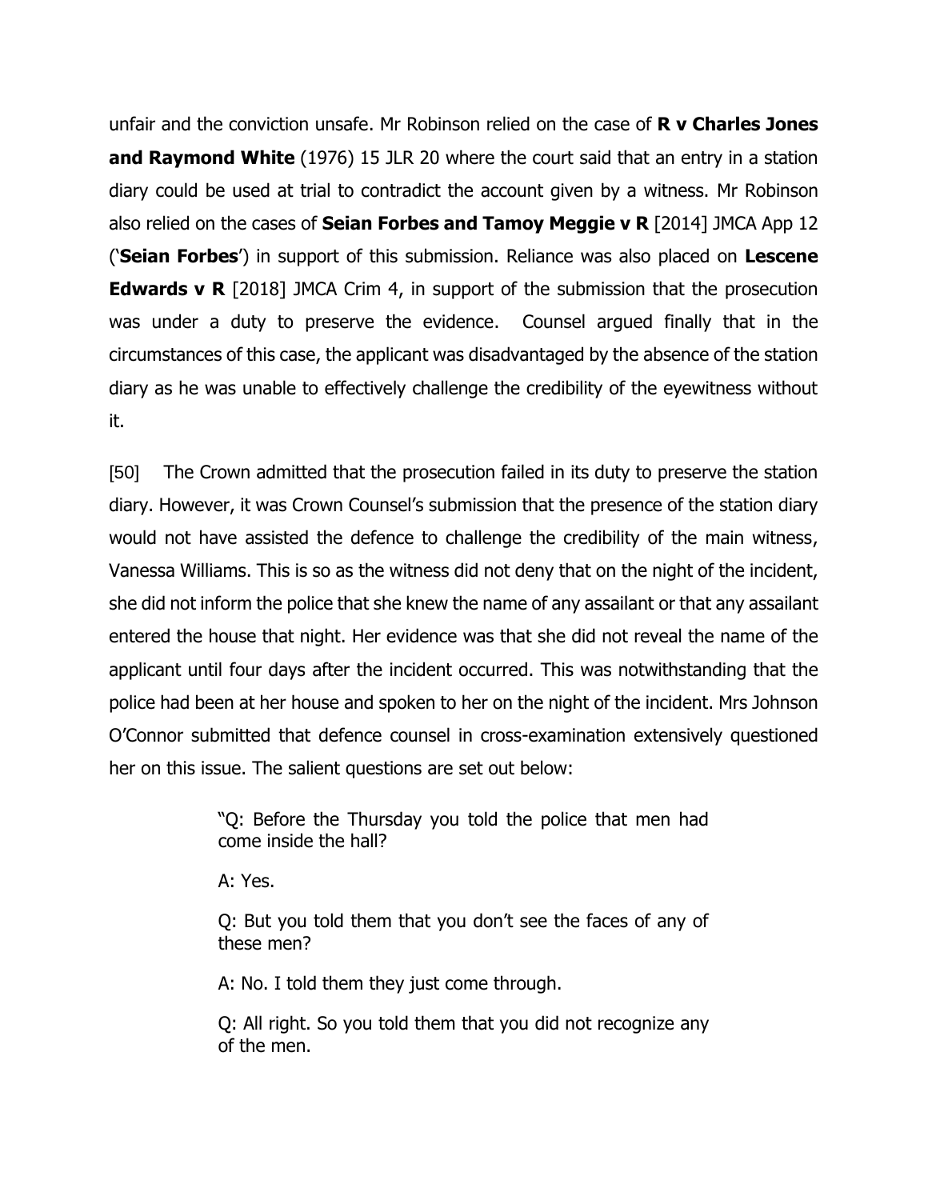unfair and the conviction unsafe. Mr Robinson relied on the case of **R v Charles Jones and Raymond White** (1976) 15 JLR 20 where the court said that an entry in a station diary could be used at trial to contradict the account given by a witness. Mr Robinson also relied on the cases of **Seian Forbes and Tamoy Meggie v R** [2014] JMCA App 12 ('**Seian Forbes**') in support of this submission. Reliance was also placed on **Lescene Edwards v R** [2018] JMCA Crim 4, in support of the submission that the prosecution was under a duty to preserve the evidence. Counsel argued finally that in the circumstances of this case, the applicant was disadvantaged by the absence of the station diary as he was unable to effectively challenge the credibility of the eyewitness without it.

[50] The Crown admitted that the prosecution failed in its duty to preserve the station diary. However, it was Crown Counsel's submission that the presence of the station diary would not have assisted the defence to challenge the credibility of the main witness, Vanessa Williams. This is so as the witness did not deny that on the night of the incident, she did not inform the police that she knew the name of any assailant or that any assailant entered the house that night. Her evidence was that she did not reveal the name of the applicant until four days after the incident occurred. This was notwithstanding that the police had been at her house and spoken to her on the night of the incident. Mrs Johnson O'Connor submitted that defence counsel in cross-examination extensively questioned her on this issue. The salient questions are set out below:

> "Q: Before the Thursday you told the police that men had come inside the hall?
>
> A: Yes.
>
> Q: But you told them that you don't see the faces of any of these men?
>
> A: No. I told them they just come through.
>
> Q: All right. So you told them that you did not recognize any of the men.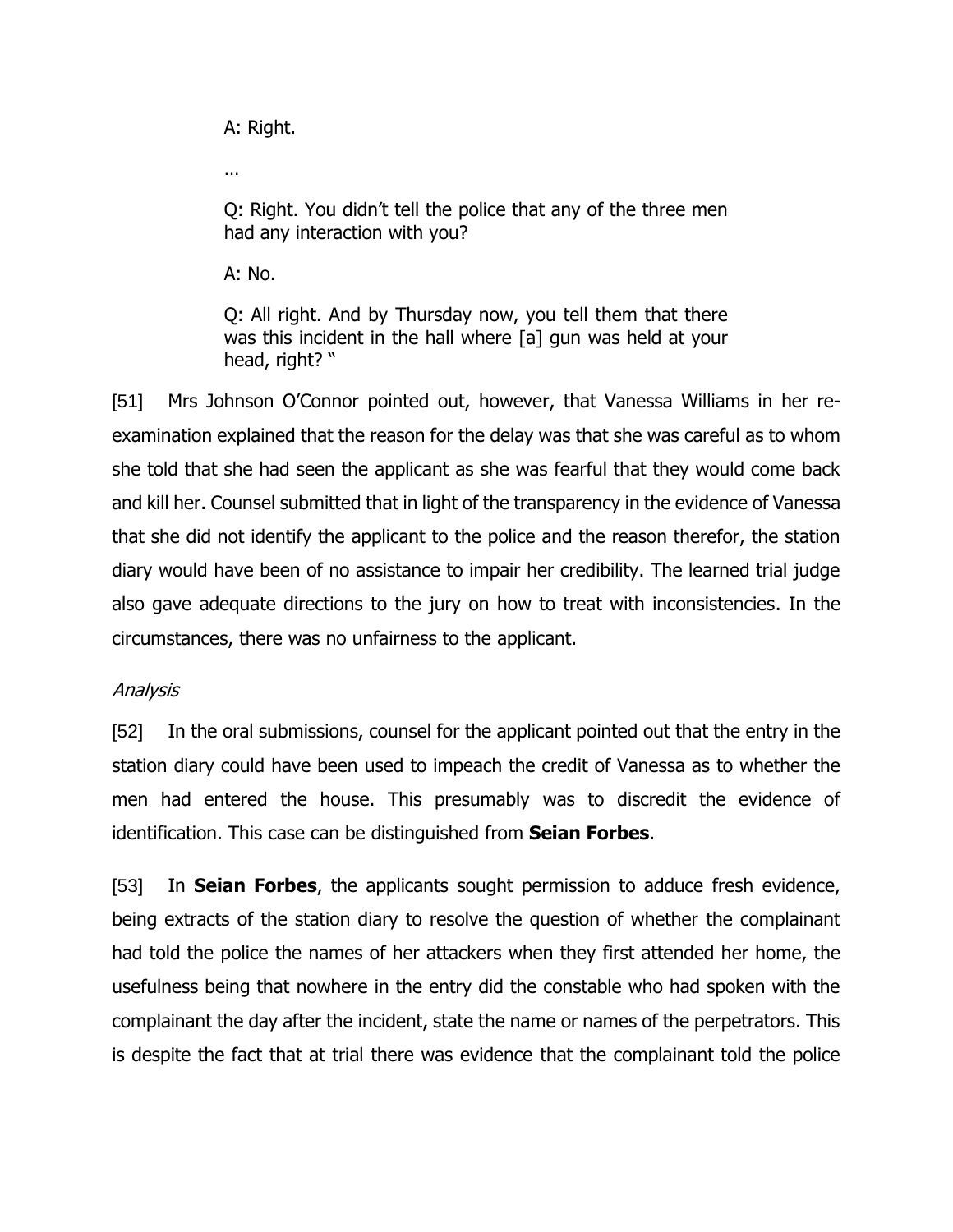> A: Right.
>
> …
>
> Q: Right. You didn't tell the police that any of the three men had any interaction with you?
>
> A: No.
>
> Q: All right. And by Thursday now, you tell them that there was this incident in the hall where [a] gun was held at your head, right? "

[51] Mrs Johnson O'Connor pointed out, however, that Vanessa Williams in her re-examination explained that the reason for the delay was that she was careful as to whom she told that she had seen the applicant as she was fearful that they would come back and kill her. Counsel submitted that in light of the transparency in the evidence of Vanessa that she did not identify the applicant to the police and the reason therefor, the station diary would have been of no assistance to impair her credibility. The learned trial judge also gave adequate directions to the jury on how to treat with inconsistencies. In the circumstances, there was no unfairness to the applicant.

*Analysis*

[52] In the oral submissions, counsel for the applicant pointed out that the entry in the station diary could have been used to impeach the credit of Vanessa as to whether the men had entered the house. This presumably was to discredit the evidence of identification. This case can be distinguished from **Seian Forbes**.

[53] In **Seian Forbes**, the applicants sought permission to adduce fresh evidence, being extracts of the station diary to resolve the question of whether the complainant had told the police the names of her attackers when they first attended her home, the usefulness being that nowhere in the entry did the constable who had spoken with the complainant the day after the incident, state the name or names of the perpetrators. This is despite the fact that at trial there was evidence that the complainant told the police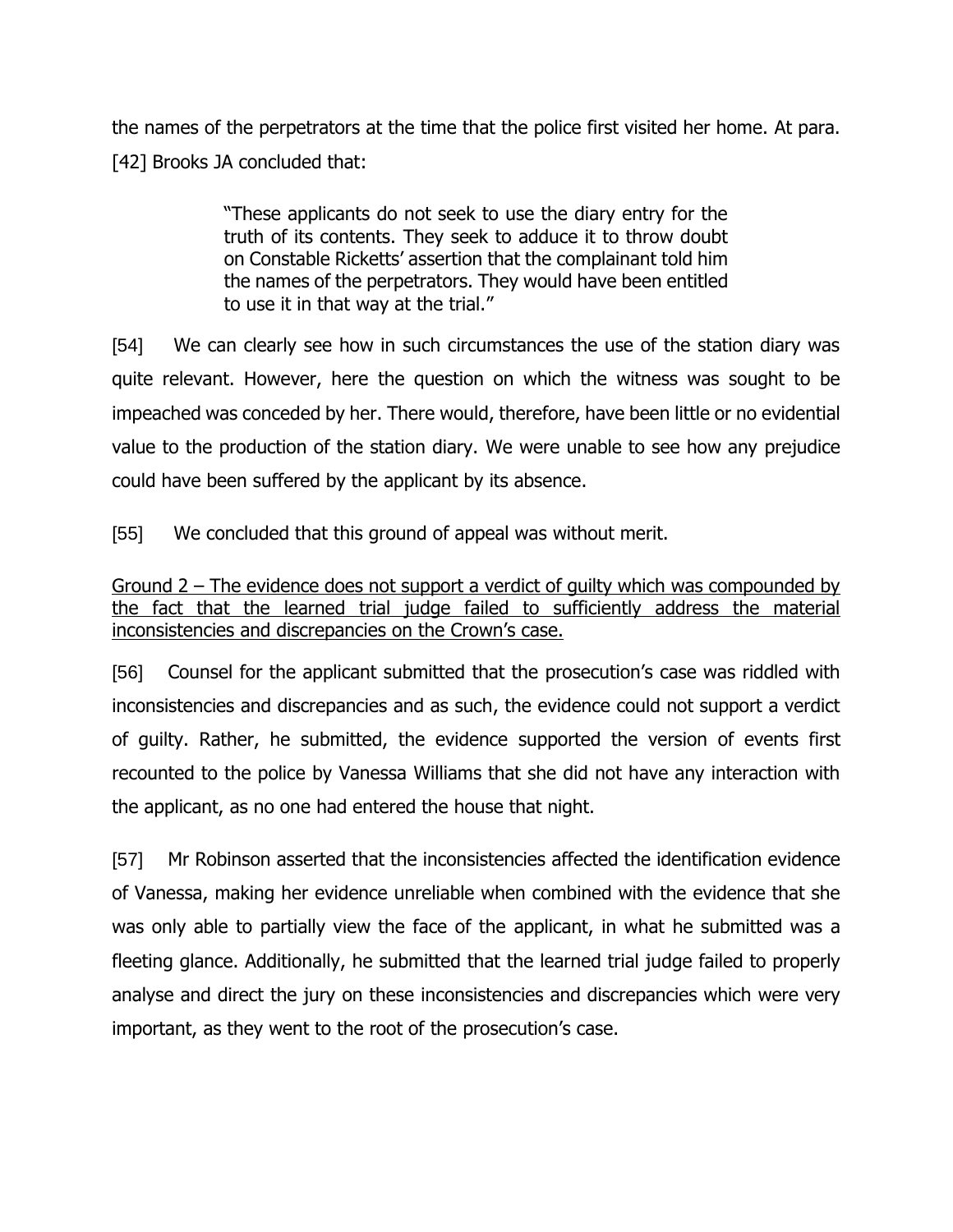the names of the perpetrators at the time that the police first visited her home. At para. [42] Brooks JA concluded that:

> "These applicants do not seek to use the diary entry for the truth of its contents. They seek to adduce it to throw doubt on Constable Ricketts' assertion that the complainant told him the names of the perpetrators. They would have been entitled to use it in that way at the trial."

[54] We can clearly see how in such circumstances the use of the station diary was quite relevant. However, here the question on which the witness was sought to be impeached was conceded by her. There would, therefore, have been little or no evidential value to the production of the station diary. We were unable to see how any prejudice could have been suffered by the applicant by its absence.

[55] We concluded that this ground of appeal was without merit.

<u>Ground 2 – The evidence does not support a verdict of guilty which was compounded by the fact that the learned trial judge failed to sufficiently address the material inconsistencies and discrepancies on the Crown's case.</u>

[56] Counsel for the applicant submitted that the prosecution's case was riddled with inconsistencies and discrepancies and as such, the evidence could not support a verdict of guilty. Rather, he submitted, the evidence supported the version of events first recounted to the police by Vanessa Williams that she did not have any interaction with the applicant, as no one had entered the house that night.

[57] Mr Robinson asserted that the inconsistencies affected the identification evidence of Vanessa, making her evidence unreliable when combined with the evidence that she was only able to partially view the face of the applicant, in what he submitted was a fleeting glance. Additionally, he submitted that the learned trial judge failed to properly analyse and direct the jury on these inconsistencies and discrepancies which were very important, as they went to the root of the prosecution's case.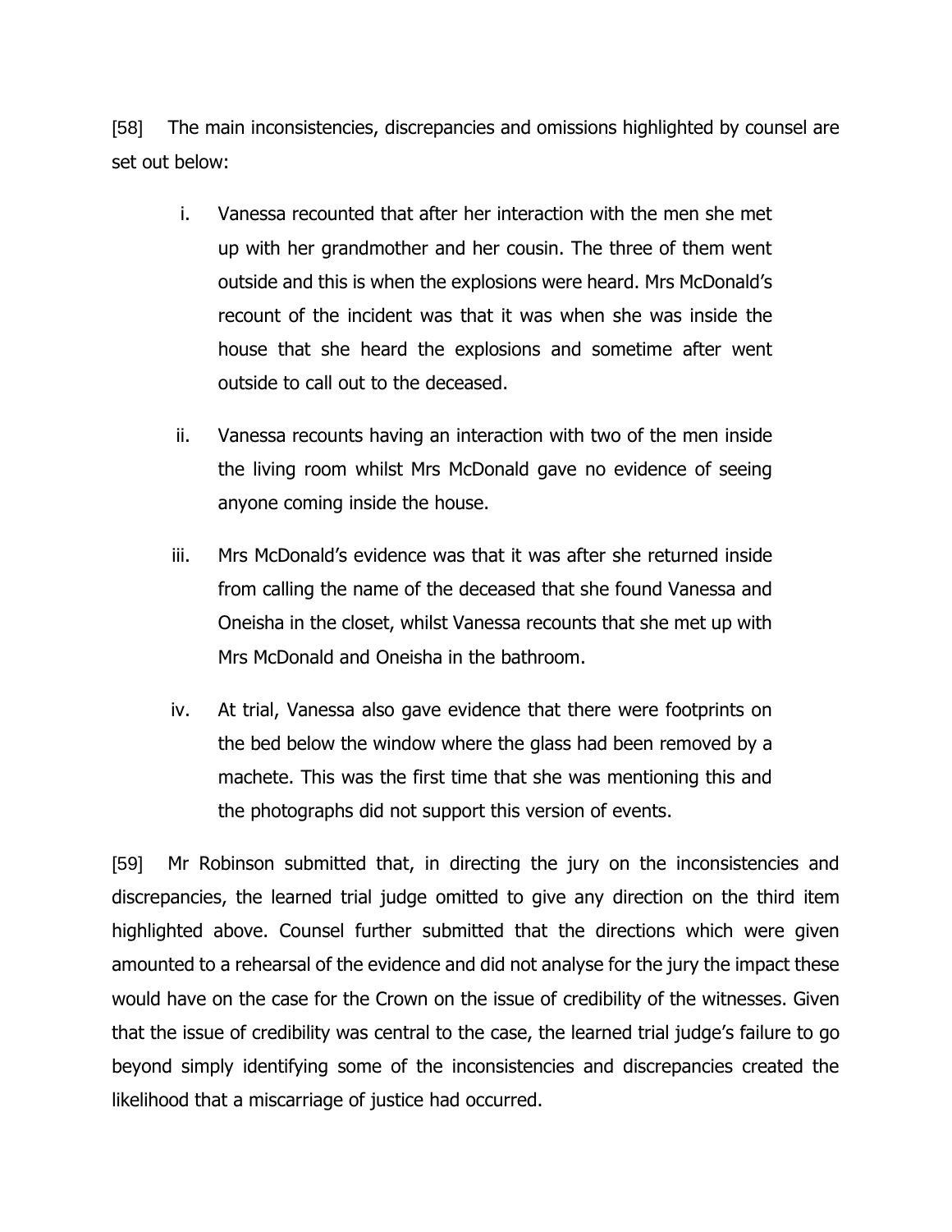[58] The main inconsistencies, discrepancies and omissions highlighted by counsel are set out below:

i. Vanessa recounted that after her interaction with the men she met up with her grandmother and her cousin. The three of them went outside and this is when the explosions were heard. Mrs McDonald's recount of the incident was that it was when she was inside the house that she heard the explosions and sometime after went outside to call out to the deceased.

ii. Vanessa recounts having an interaction with two of the men inside the living room whilst Mrs McDonald gave no evidence of seeing anyone coming inside the house.

iii. Mrs McDonald's evidence was that it was after she returned inside from calling the name of the deceased that she found Vanessa and Oneisha in the closet, whilst Vanessa recounts that she met up with Mrs McDonald and Oneisha in the bathroom.

iv. At trial, Vanessa also gave evidence that there were footprints on the bed below the window where the glass had been removed by a machete. This was the first time that she was mentioning this and the photographs did not support this version of events.

[59] Mr Robinson submitted that, in directing the jury on the inconsistencies and discrepancies, the learned trial judge omitted to give any direction on the third item highlighted above. Counsel further submitted that the directions which were given amounted to a rehearsal of the evidence and did not analyse for the jury the impact these would have on the case for the Crown on the issue of credibility of the witnesses. Given that the issue of credibility was central to the case, the learned trial judge's failure to go beyond simply identifying some of the inconsistencies and discrepancies created the likelihood that a miscarriage of justice had occurred.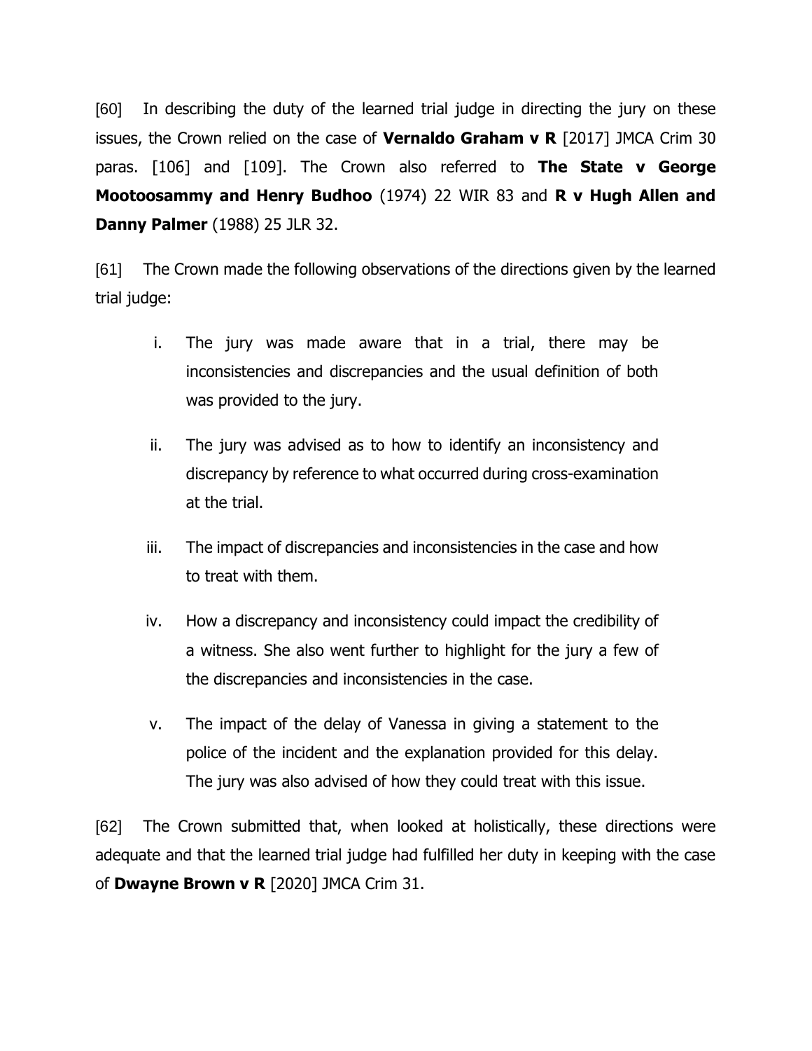[60] In describing the duty of the learned trial judge in directing the jury on these issues, the Crown relied on the case of **Vernaldo Graham v R** [2017] JMCA Crim 30 paras. [106] and [109]. The Crown also referred to **The State v George Mootoosammy and Henry Budhoo** (1974) 22 WIR 83 and **R v Hugh Allen and Danny Palmer** (1988) 25 JLR 32.

[61] The Crown made the following observations of the directions given by the learned trial judge:

i. The jury was made aware that in a trial, there may be inconsistencies and discrepancies and the usual definition of both was provided to the jury.

ii. The jury was advised as to how to identify an inconsistency and discrepancy by reference to what occurred during cross-examination at the trial.

iii. The impact of discrepancies and inconsistencies in the case and how to treat with them.

iv. How a discrepancy and inconsistency could impact the credibility of a witness. She also went further to highlight for the jury a few of the discrepancies and inconsistencies in the case.

v. The impact of the delay of Vanessa in giving a statement to the police of the incident and the explanation provided for this delay. The jury was also advised of how they could treat with this issue.

[62] The Crown submitted that, when looked at holistically, these directions were adequate and that the learned trial judge had fulfilled her duty in keeping with the case of **Dwayne Brown v R** [2020] JMCA Crim 31.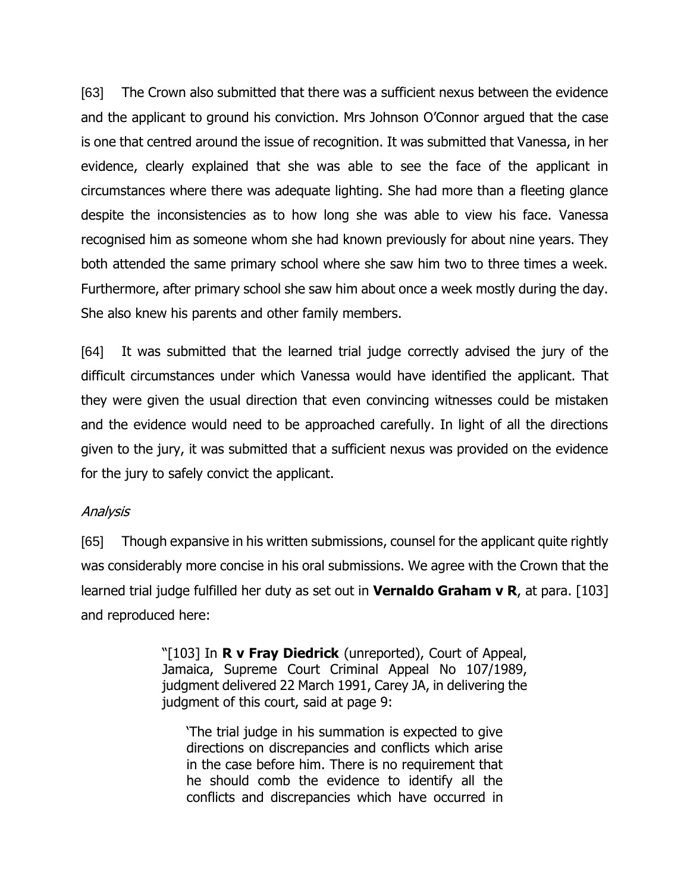[63] The Crown also submitted that there was a sufficient nexus between the evidence and the applicant to ground his conviction. Mrs Johnson O'Connor argued that the case is one that centred around the issue of recognition. It was submitted that Vanessa, in her evidence, clearly explained that she was able to see the face of the applicant in circumstances where there was adequate lighting. She had more than a fleeting glance despite the inconsistencies as to how long she was able to view his face. Vanessa recognised him as someone whom she had known previously for about nine years. They both attended the same primary school where she saw him two to three times a week. Furthermore, after primary school she saw him about once a week mostly during the day. She also knew his parents and other family members.

[64] It was submitted that the learned trial judge correctly advised the jury of the difficult circumstances under which Vanessa would have identified the applicant. That they were given the usual direction that even convincing witnesses could be mistaken and the evidence would need to be approached carefully. In light of all the directions given to the jury, it was submitted that a sufficient nexus was provided on the evidence for the jury to safely convict the applicant.

*Analysis*

[65] Though expansive in his written submissions, counsel for the applicant quite rightly was considerably more concise in his oral submissions. We agree with the Crown that the learned trial judge fulfilled her duty as set out in **Vernaldo Graham v R**, at para. [103] and reproduced here:

> "[103] In **R v Fray Diedrick** (unreported), Court of Appeal, Jamaica, Supreme Court Criminal Appeal No 107/1989, judgment delivered 22 March 1991, Carey JA, in delivering the judgment of this court, said at page 9:
>
> > 'The trial judge in his summation is expected to give directions on discrepancies and conflicts which arise in the case before him. There is no requirement that he should comb the evidence to identify all the conflicts and discrepancies which have occurred in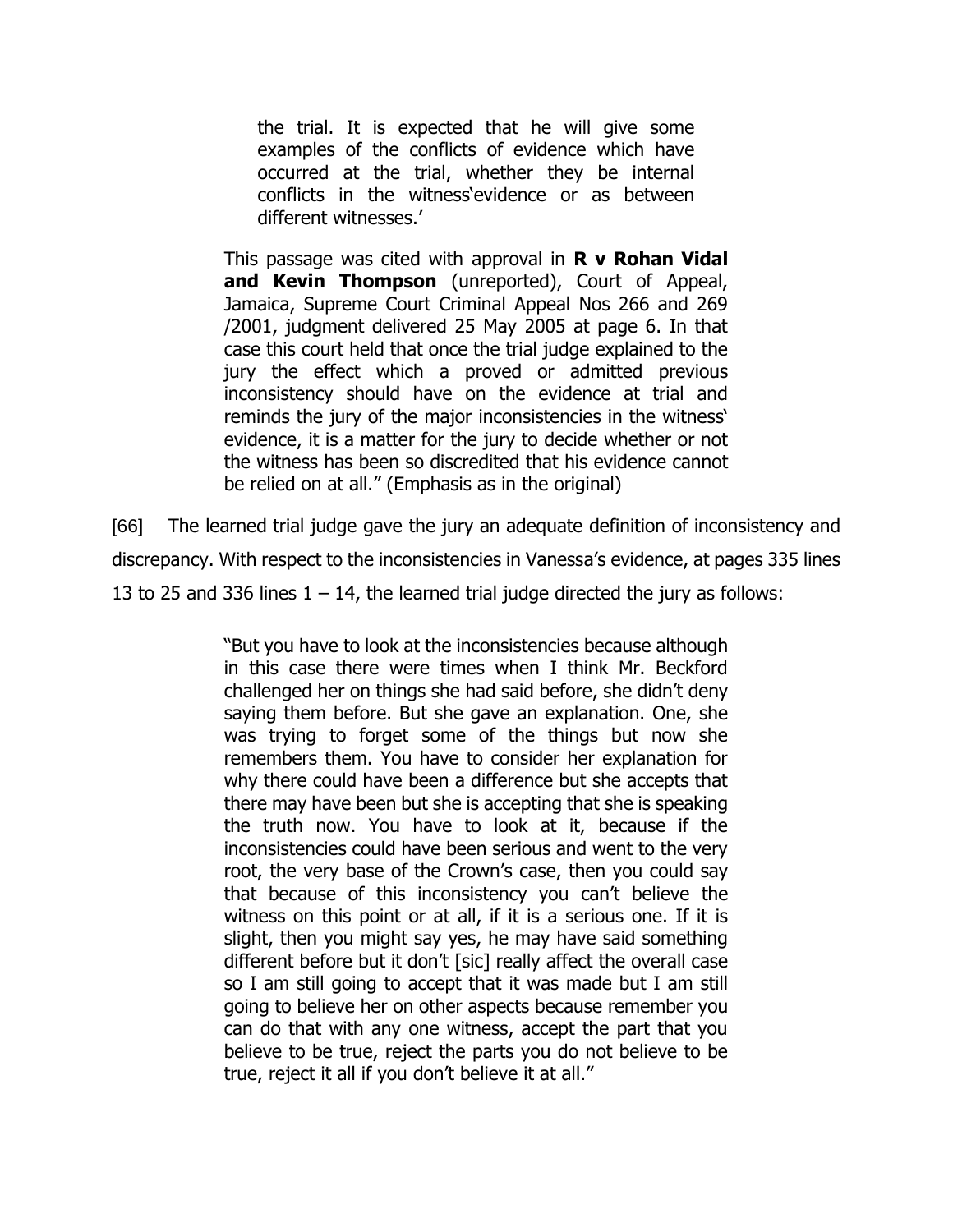> the trial. It is expected that he will give some examples of the conflicts of evidence which have occurred at the trial, whether they be internal conflicts in the witness'evidence or as between different witnesses.'
>
> This passage was cited with approval in **R v Rohan Vidal and Kevin Thompson** (unreported), Court of Appeal, Jamaica, Supreme Court Criminal Appeal Nos 266 and 269 /2001, judgment delivered 25 May 2005 at page 6. In that case this court held that once the trial judge explained to the jury the effect which a proved or admitted previous inconsistency should have on the evidence at trial and reminds the jury of the major inconsistencies in the witness' evidence, it is a matter for the jury to decide whether or not the witness has been so discredited that his evidence cannot be relied on at all." (Emphasis as in the original)

[66] The learned trial judge gave the jury an adequate definition of inconsistency and discrepancy. With respect to the inconsistencies in Vanessa's evidence, at pages 335 lines 13 to 25 and 336 lines 1 – 14, the learned trial judge directed the jury as follows:

> "But you have to look at the inconsistencies because although in this case there were times when I think Mr. Beckford challenged her on things she had said before, she didn't deny saying them before. But she gave an explanation. One, she was trying to forget some of the things but now she remembers them. You have to consider her explanation for why there could have been a difference but she accepts that there may have been but she is accepting that she is speaking the truth now. You have to look at it, because if the inconsistencies could have been serious and went to the very root, the very base of the Crown's case, then you could say that because of this inconsistency you can't believe the witness on this point or at all, if it is a serious one. If it is slight, then you might say yes, he may have said something different before but it don't [sic] really affect the overall case so I am still going to accept that it was made but I am still going to believe her on other aspects because remember you can do that with any one witness, accept the part that you believe to be true, reject the parts you do not believe to be true, reject it all if you don't believe it at all."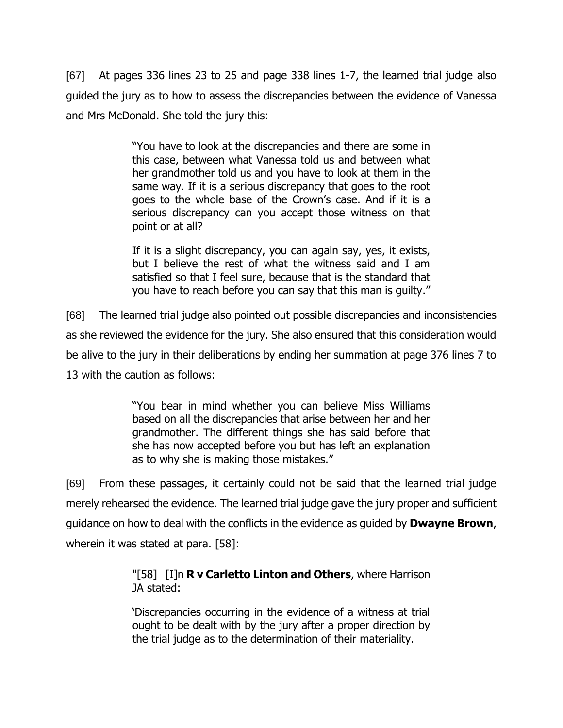[67] At pages 336 lines 23 to 25 and page 338 lines 1-7, the learned trial judge also guided the jury as to how to assess the discrepancies between the evidence of Vanessa and Mrs McDonald. She told the jury this:

> "You have to look at the discrepancies and there are some in this case, between what Vanessa told us and between what her grandmother told us and you have to look at them in the same way. If it is a serious discrepancy that goes to the root goes to the whole base of the Crown's case. And if it is a serious discrepancy can you accept those witness on that point or at all?
>
> If it is a slight discrepancy, you can again say, yes, it exists, but I believe the rest of what the witness said and I am satisfied so that I feel sure, because that is the standard that you have to reach before you can say that this man is guilty."

[68] The learned trial judge also pointed out possible discrepancies and inconsistencies as she reviewed the evidence for the jury. She also ensured that this consideration would be alive to the jury in their deliberations by ending her summation at page 376 lines 7 to 13 with the caution as follows:

> "You bear in mind whether you can believe Miss Williams based on all the discrepancies that arise between her and her grandmother. The different things she has said before that she has now accepted before you but has left an explanation as to why she is making those mistakes."

[69] From these passages, it certainly could not be said that the learned trial judge merely rehearsed the evidence. The learned trial judge gave the jury proper and sufficient guidance on how to deal with the conflicts in the evidence as guided by **Dwayne Brown**, wherein it was stated at para. [58]:

> "[58] [I]n **R v Carletto Linton and Others**, where Harrison JA stated:
>
> 'Discrepancies occurring in the evidence of a witness at trial ought to be dealt with by the jury after a proper direction by the trial judge as to the determination of their materiality.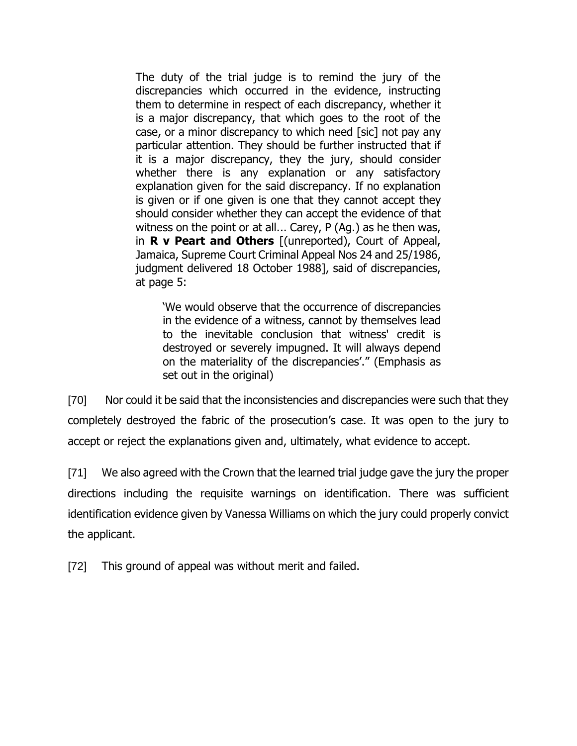> The duty of the trial judge is to remind the jury of the discrepancies which occurred in the evidence, instructing them to determine in respect of each discrepancy, whether it is a major discrepancy, that which goes to the root of the case, or a minor discrepancy to which need [sic] not pay any particular attention. They should be further instructed that if it is a major discrepancy, they the jury, should consider whether there is any explanation or any satisfactory explanation given for the said discrepancy. If no explanation is given or if one given is one that they cannot accept they should consider whether they can accept the evidence of that witness on the point or at all... Carey, P (Ag.) as he then was, in **R v Peart and Others** [(unreported), Court of Appeal, Jamaica, Supreme Court Criminal Appeal Nos 24 and 25/1986, judgment delivered 18 October 1988], said of discrepancies, at page 5:
>
> > 'We would observe that the occurrence of discrepancies in the evidence of a witness, cannot by themselves lead to the inevitable conclusion that witness' credit is destroyed or severely impugned. It will always depend on the materiality of the discrepancies'." (Emphasis as set out in the original)

[70] Nor could it be said that the inconsistencies and discrepancies were such that they completely destroyed the fabric of the prosecution's case. It was open to the jury to accept or reject the explanations given and, ultimately, what evidence to accept.

[71] We also agreed with the Crown that the learned trial judge gave the jury the proper directions including the requisite warnings on identification. There was sufficient identification evidence given by Vanessa Williams on which the jury could properly convict the applicant.

[72] This ground of appeal was without merit and failed.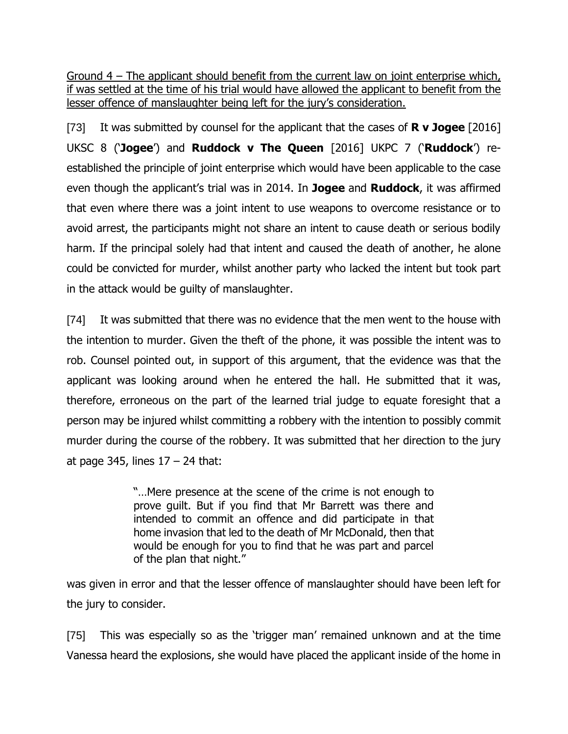<u>Ground 4 – The applicant should benefit from the current law on joint enterprise which, if was settled at the time of his trial would have allowed the applicant to benefit from the lesser offence of manslaughter being left for the jury's consideration.</u>

[73] It was submitted by counsel for the applicant that the cases of **R v Jogee** [2016] UKSC 8 ('**Jogee**') and **Ruddock v The Queen** [2016] UKPC 7 ('**Ruddock**') re-established the principle of joint enterprise which would have been applicable to the case even though the applicant's trial was in 2014. In **Jogee** and **Ruddock**, it was affirmed that even where there was a joint intent to use weapons to overcome resistance or to avoid arrest, the participants might not share an intent to cause death or serious bodily harm. If the principal solely had that intent and caused the death of another, he alone could be convicted for murder, whilst another party who lacked the intent but took part in the attack would be guilty of manslaughter.

[74] It was submitted that there was no evidence that the men went to the house with the intention to murder. Given the theft of the phone, it was possible the intent was to rob. Counsel pointed out, in support of this argument, that the evidence was that the applicant was looking around when he entered the hall. He submitted that it was, therefore, erroneous on the part of the learned trial judge to equate foresight that a person may be injured whilst committing a robbery with the intention to possibly commit murder during the course of the robbery. It was submitted that her direction to the jury at page 345, lines 17 – 24 that:

> "…Mere presence at the scene of the crime is not enough to prove guilt. But if you find that Mr Barrett was there and intended to commit an offence and did participate in that home invasion that led to the death of Mr McDonald, then that would be enough for you to find that he was part and parcel of the plan that night."

was given in error and that the lesser offence of manslaughter should have been left for the jury to consider.

[75] This was especially so as the 'trigger man' remained unknown and at the time Vanessa heard the explosions, she would have placed the applicant inside of the home in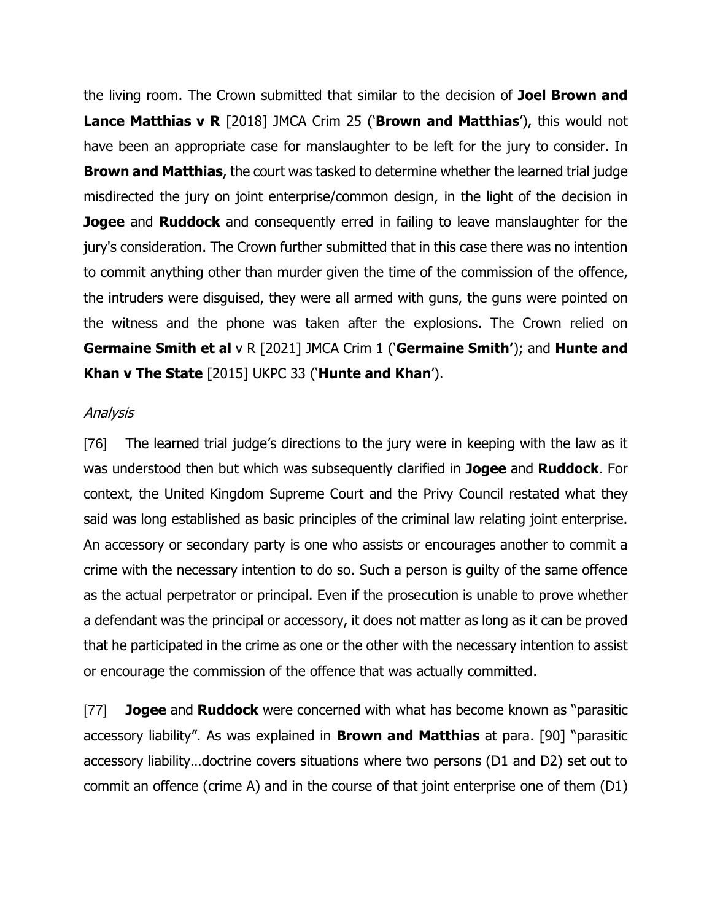the living room. The Crown submitted that similar to the decision of **Joel Brown and Lance Matthias v R** [2018] JMCA Crim 25 ('**Brown and Matthias**'), this would not have been an appropriate case for manslaughter to be left for the jury to consider. In **Brown and Matthias**, the court was tasked to determine whether the learned trial judge misdirected the jury on joint enterprise/common design, in the light of the decision in **Jogee** and **Ruddock** and consequently erred in failing to leave manslaughter for the jury's consideration. The Crown further submitted that in this case there was no intention to commit anything other than murder given the time of the commission of the offence, the intruders were disguised, they were all armed with guns, the guns were pointed on the witness and the phone was taken after the explosions. The Crown relied on **Germaine Smith et al** v R [2021] JMCA Crim 1 ('**Germaine Smith'**); and **Hunte and Khan v The State** [2015] UKPC 33 ('**Hunte and Khan**').

*Analysis*

[76] The learned trial judge's directions to the jury were in keeping with the law as it was understood then but which was subsequently clarified in **Jogee** and **Ruddock**. For context, the United Kingdom Supreme Court and the Privy Council restated what they said was long established as basic principles of the criminal law relating joint enterprise. An accessory or secondary party is one who assists or encourages another to commit a crime with the necessary intention to do so. Such a person is guilty of the same offence as the actual perpetrator or principal. Even if the prosecution is unable to prove whether a defendant was the principal or accessory, it does not matter as long as it can be proved that he participated in the crime as one or the other with the necessary intention to assist or encourage the commission of the offence that was actually committed.

[77] **Jogee** and **Ruddock** were concerned with what has become known as "parasitic accessory liability". As was explained in **Brown and Matthias** at para. [90] "parasitic accessory liability…doctrine covers situations where two persons (D1 and D2) set out to commit an offence (crime A) and in the course of that joint enterprise one of them (D1)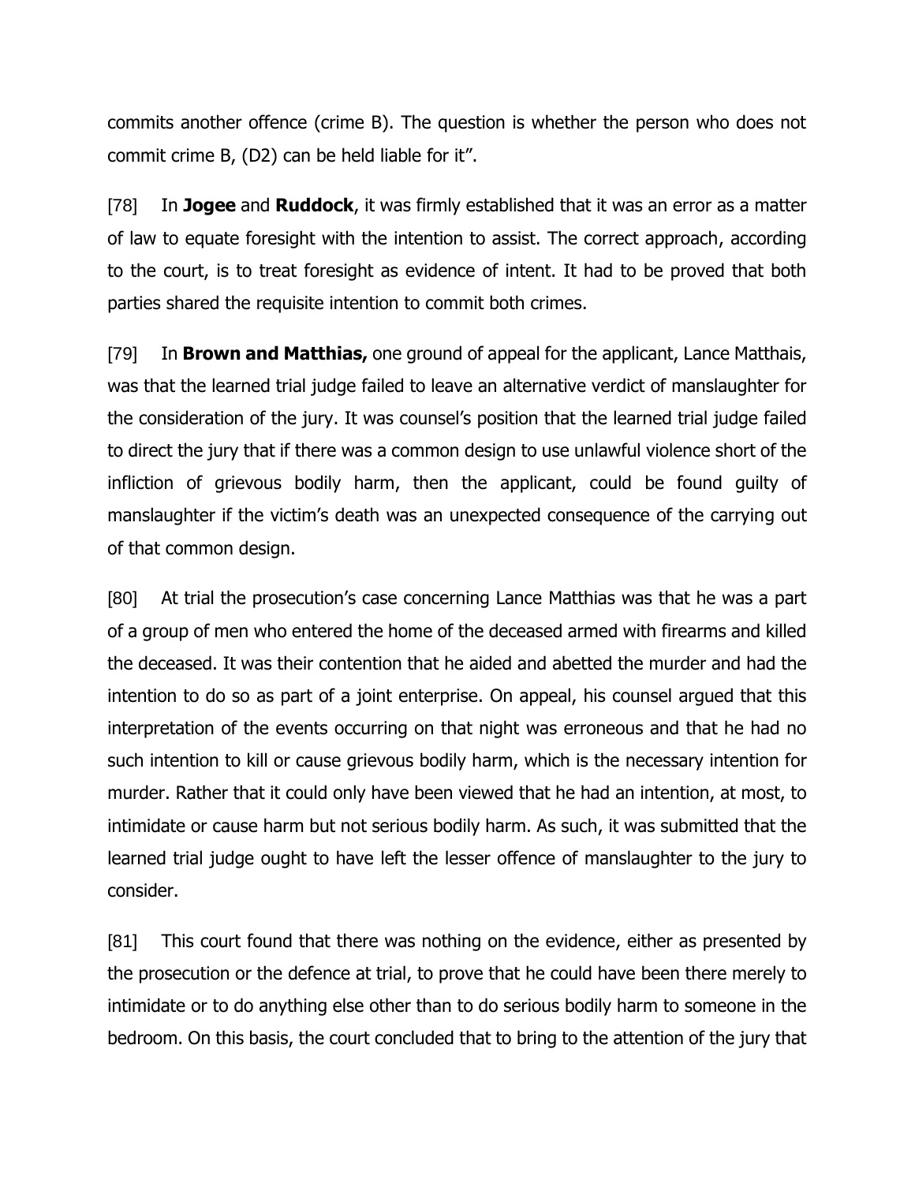commits another offence (crime B). The question is whether the person who does not commit crime B, (D2) can be held liable for it".

[78] In **Jogee** and **Ruddock**, it was firmly established that it was an error as a matter of law to equate foresight with the intention to assist. The correct approach, according to the court, is to treat foresight as evidence of intent. It had to be proved that both parties shared the requisite intention to commit both crimes.

[79] In **Brown and Matthias,** one ground of appeal for the applicant, Lance Matthais, was that the learned trial judge failed to leave an alternative verdict of manslaughter for the consideration of the jury. It was counsel's position that the learned trial judge failed to direct the jury that if there was a common design to use unlawful violence short of the infliction of grievous bodily harm, then the applicant, could be found guilty of manslaughter if the victim's death was an unexpected consequence of the carrying out of that common design.

[80] At trial the prosecution's case concerning Lance Matthias was that he was a part of a group of men who entered the home of the deceased armed with firearms and killed the deceased. It was their contention that he aided and abetted the murder and had the intention to do so as part of a joint enterprise. On appeal, his counsel argued that this interpretation of the events occurring on that night was erroneous and that he had no such intention to kill or cause grievous bodily harm, which is the necessary intention for murder. Rather that it could only have been viewed that he had an intention, at most, to intimidate or cause harm but not serious bodily harm. As such, it was submitted that the learned trial judge ought to have left the lesser offence of manslaughter to the jury to consider.

[81] This court found that there was nothing on the evidence, either as presented by the prosecution or the defence at trial, to prove that he could have been there merely to intimidate or to do anything else other than to do serious bodily harm to someone in the bedroom. On this basis, the court concluded that to bring to the attention of the jury that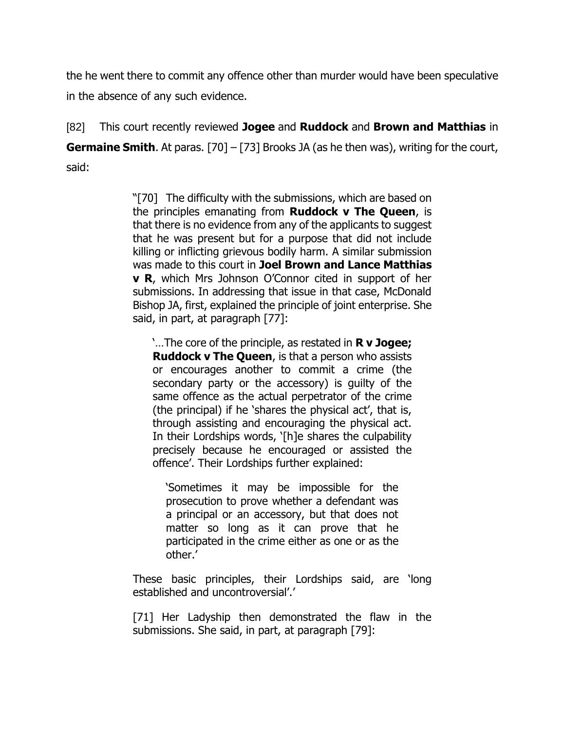the he went there to commit any offence other than murder would have been speculative in the absence of any such evidence.

[82] This court recently reviewed **Jogee** and **Ruddock** and **Brown and Matthias** in **Germaine Smith**. At paras. [70] – [73] Brooks JA (as he then was), writing for the court, said:

> "[70] The difficulty with the submissions, which are based on the principles emanating from **Ruddock v The Queen**, is that there is no evidence from any of the applicants to suggest that he was present but for a purpose that did not include killing or inflicting grievous bodily harm. A similar submission was made to this court in **Joel Brown and Lance Matthias v R**, which Mrs Johnson O'Connor cited in support of her submissions. In addressing that issue in that case, McDonald Bishop JA, first, explained the principle of joint enterprise. She said, in part, at paragraph [77]:
>
> > '…The core of the principle, as restated in **R v Jogee; Ruddock v The Queen**, is that a person who assists or encourages another to commit a crime (the secondary party or the accessory) is guilty of the same offence as the actual perpetrator of the crime (the principal) if he 'shares the physical act', that is, through assisting and encouraging the physical act. In their Lordships words, '[h]e shares the culpability precisely because he encouraged or assisted the offence'. Their Lordships further explained:
> >
> > > 'Sometimes it may be impossible for the prosecution to prove whether a defendant was a principal or an accessory, but that does not matter so long as it can prove that he participated in the crime either as one or as the other.'
>
> These basic principles, their Lordships said, are 'long established and uncontroversial'.'
>
> [71] Her Ladyship then demonstrated the flaw in the submissions. She said, in part, at paragraph [79]: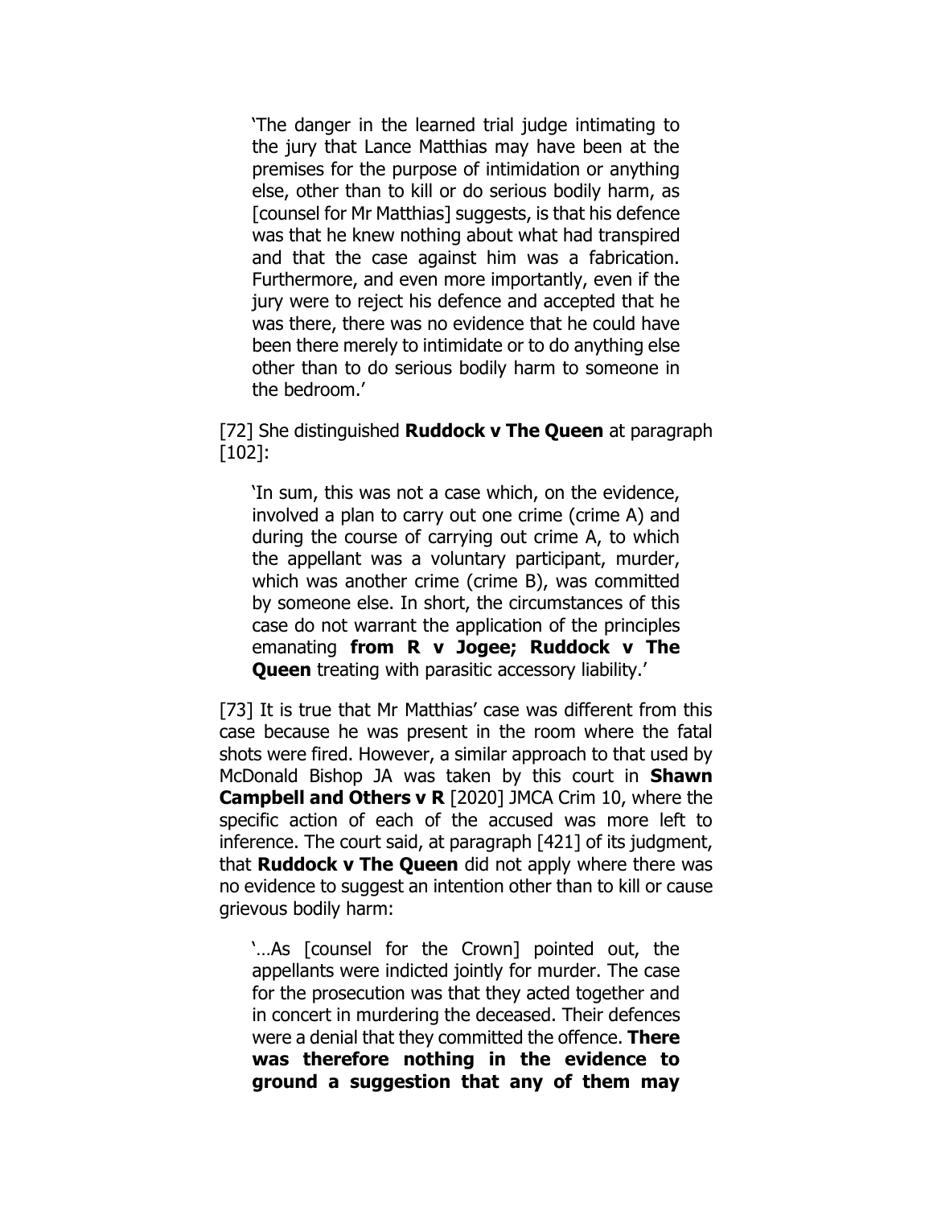> 'The danger in the learned trial judge intimating to the jury that Lance Matthias may have been at the premises for the purpose of intimidation or anything else, other than to kill or do serious bodily harm, as [counsel for Mr Matthias] suggests, is that his defence was that he knew nothing about what had transpired and that the case against him was a fabrication. Furthermore, and even more importantly, even if the jury were to reject his defence and accepted that he was there, there was no evidence that he could have been there merely to intimidate or to do anything else other than to do serious bodily harm to someone in the bedroom.'

[72] She distinguished **Ruddock v The Queen** at paragraph [102]:

> 'In sum, this was not a case which, on the evidence, involved a plan to carry out one crime (crime A) and during the course of carrying out crime A, to which the appellant was a voluntary participant, murder, which was another crime (crime B), was committed by someone else. In short, the circumstances of this case do not warrant the application of the principles emanating **from R v Jogee; Ruddock v The Queen** treating with parasitic accessory liability.'

[73] It is true that Mr Matthias' case was different from this case because he was present in the room where the fatal shots were fired. However, a similar approach to that used by McDonald Bishop JA was taken by this court in **Shawn Campbell and Others v R** [2020] JMCA Crim 10, where the specific action of each of the accused was more left to inference. The court said, at paragraph [421] of its judgment, that **Ruddock v The Queen** did not apply where there was no evidence to suggest an intention other than to kill or cause grievous bodily harm:

> '…As [counsel for the Crown] pointed out, the appellants were indicted jointly for murder. The case for the prosecution was that they acted together and in concert in murdering the deceased. Their defences were a denial that they committed the offence. **There was therefore nothing in the evidence to ground a suggestion that any of them may**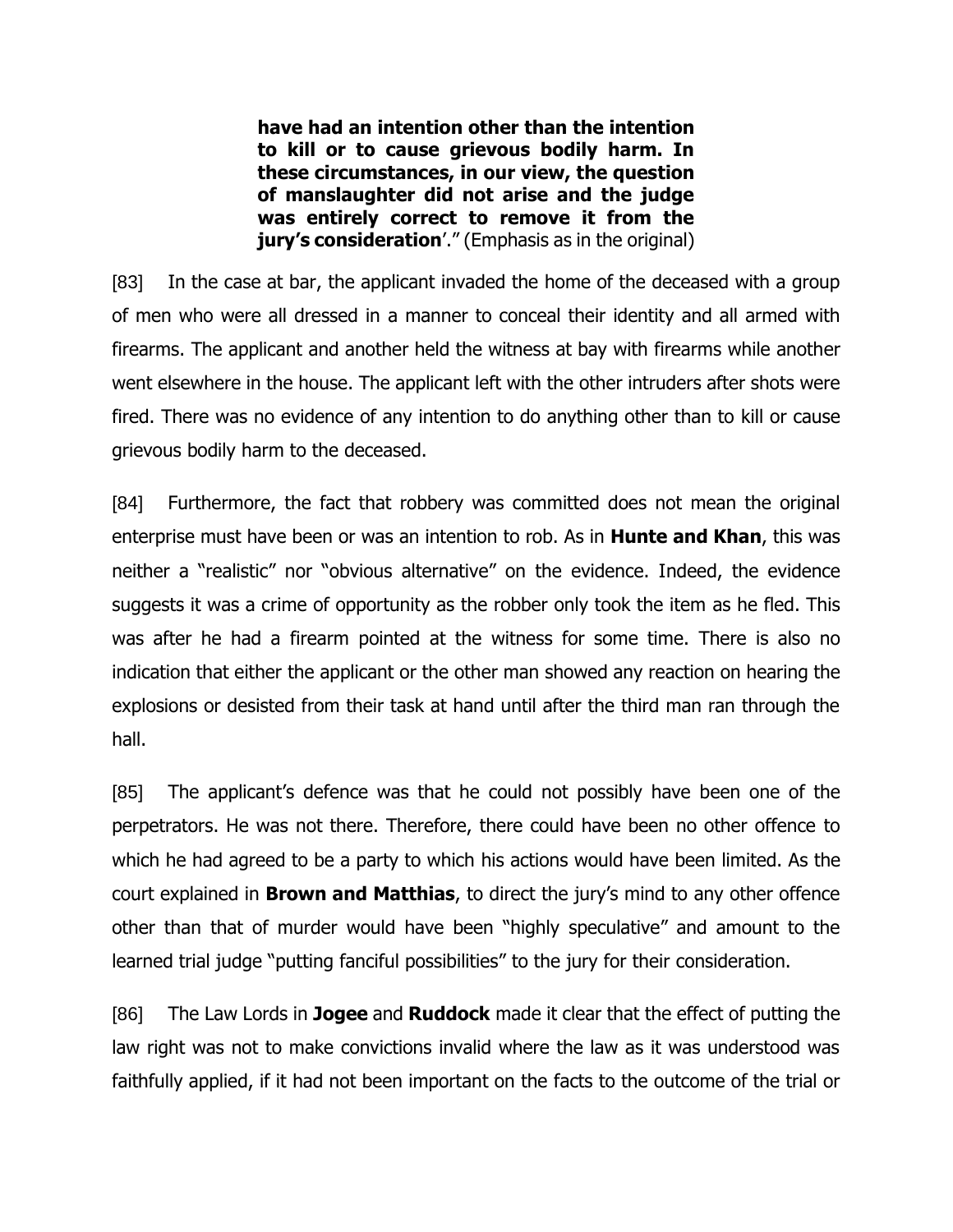> **have had an intention other than the intention to kill or to cause grievous bodily harm. In these circumstances, in our view, the question of manslaughter did not arise and the judge was entirely correct to remove it from the jury's consideration**'." (Emphasis as in the original)

[83] In the case at bar, the applicant invaded the home of the deceased with a group of men who were all dressed in a manner to conceal their identity and all armed with firearms. The applicant and another held the witness at bay with firearms while another went elsewhere in the house. The applicant left with the other intruders after shots were fired. There was no evidence of any intention to do anything other than to kill or cause grievous bodily harm to the deceased.

[84] Furthermore, the fact that robbery was committed does not mean the original enterprise must have been or was an intention to rob. As in **Hunte and Khan**, this was neither a "realistic" nor "obvious alternative" on the evidence. Indeed, the evidence suggests it was a crime of opportunity as the robber only took the item as he fled. This was after he had a firearm pointed at the witness for some time. There is also no indication that either the applicant or the other man showed any reaction on hearing the explosions or desisted from their task at hand until after the third man ran through the hall.

[85] The applicant's defence was that he could not possibly have been one of the perpetrators. He was not there. Therefore, there could have been no other offence to which he had agreed to be a party to which his actions would have been limited. As the court explained in **Brown and Matthias**, to direct the jury's mind to any other offence other than that of murder would have been "highly speculative" and amount to the learned trial judge "putting fanciful possibilities" to the jury for their consideration.

[86] The Law Lords in **Jogee** and **Ruddock** made it clear that the effect of putting the law right was not to make convictions invalid where the law as it was understood was faithfully applied, if it had not been important on the facts to the outcome of the trial or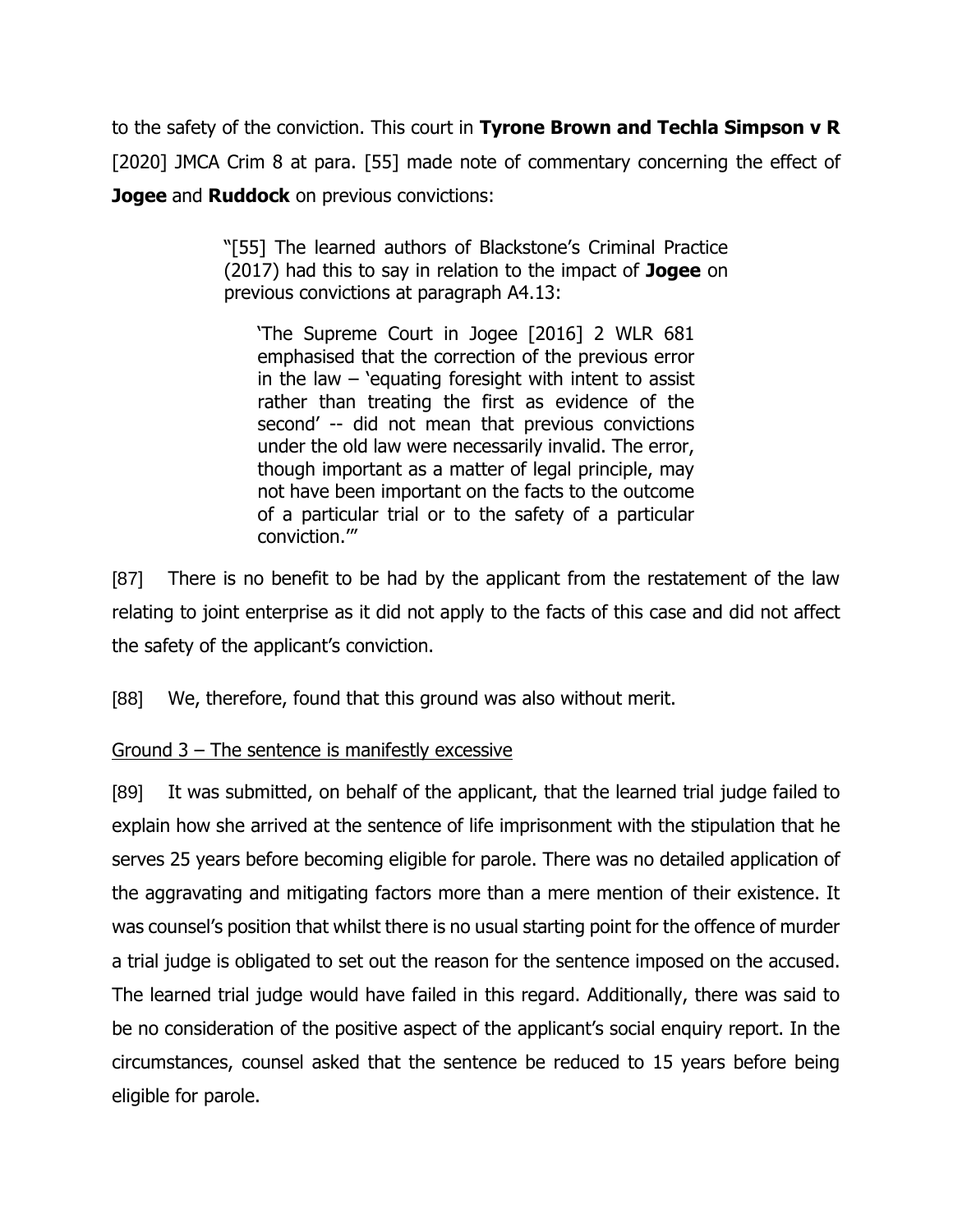to the safety of the conviction. This court in **Tyrone Brown and Techla Simpson v R** [2020] JMCA Crim 8 at para. [55] made note of commentary concerning the effect of **Jogee** and **Ruddock** on previous convictions:

> "[55] The learned authors of Blackstone's Criminal Practice (2017) had this to say in relation to the impact of **Jogee** on previous convictions at paragraph A4.13:
>
> > 'The Supreme Court in Jogee [2016] 2 WLR 681 emphasised that the correction of the previous error in the law – 'equating foresight with intent to assist rather than treating the first as evidence of the second' -- did not mean that previous convictions under the old law were necessarily invalid. The error, though important as a matter of legal principle, may not have been important on the facts to the outcome of a particular trial or to the safety of a particular conviction.'"

[87] There is no benefit to be had by the applicant from the restatement of the law relating to joint enterprise as it did not apply to the facts of this case and did not affect the safety of the applicant's conviction.

[88] We, therefore, found that this ground was also without merit.

Ground 3 – The sentence is manifestly excessive

[89] It was submitted, on behalf of the applicant, that the learned trial judge failed to explain how she arrived at the sentence of life imprisonment with the stipulation that he serves 25 years before becoming eligible for parole. There was no detailed application of the aggravating and mitigating factors more than a mere mention of their existence. It was counsel's position that whilst there is no usual starting point for the offence of murder a trial judge is obligated to set out the reason for the sentence imposed on the accused. The learned trial judge would have failed in this regard. Additionally, there was said to be no consideration of the positive aspect of the applicant's social enquiry report. In the circumstances, counsel asked that the sentence be reduced to 15 years before being eligible for parole.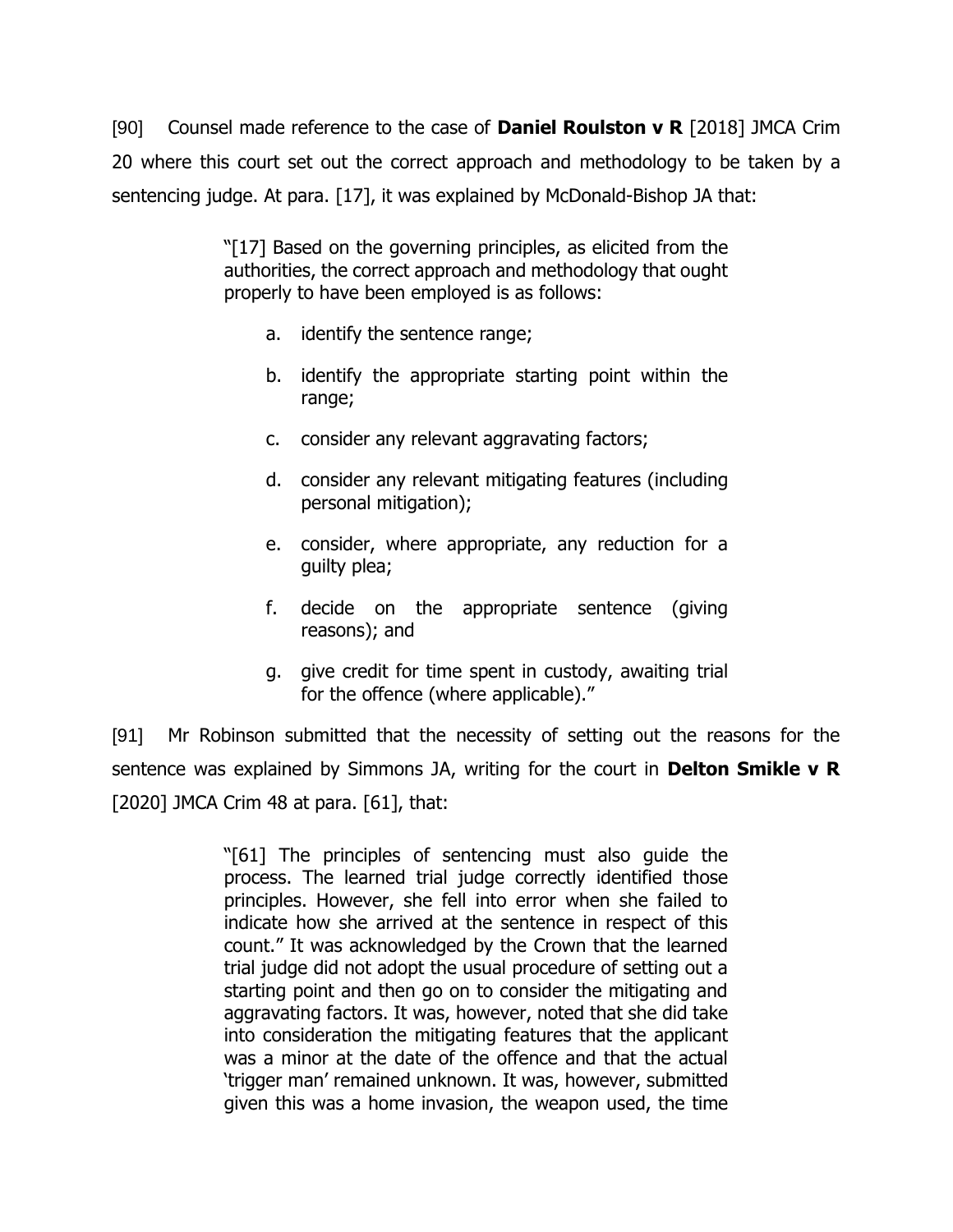[90] Counsel made reference to the case of **Daniel Roulston v R** [2018] JMCA Crim 20 where this court set out the correct approach and methodology to be taken by a sentencing judge. At para. [17], it was explained by McDonald-Bishop JA that:

> "[17] Based on the governing principles, as elicited from the authorities, the correct approach and methodology that ought properly to have been employed is as follows:
>
> a. identify the sentence range;
>
> b. identify the appropriate starting point within the range;
>
> c. consider any relevant aggravating factors;
>
> d. consider any relevant mitigating features (including personal mitigation);
>
> e. consider, where appropriate, any reduction for a guilty plea;
>
> f. decide on the appropriate sentence (giving reasons); and
>
> g. give credit for time spent in custody, awaiting trial for the offence (where applicable)."

[91] Mr Robinson submitted that the necessity of setting out the reasons for the sentence was explained by Simmons JA, writing for the court in **Delton Smikle v R** [2020] JMCA Crim 48 at para. [61], that:

> "[61] The principles of sentencing must also guide the process. The learned trial judge correctly identified those principles. However, she fell into error when she failed to indicate how she arrived at the sentence in respect of this count." It was acknowledged by the Crown that the learned trial judge did not adopt the usual procedure of setting out a starting point and then go on to consider the mitigating and aggravating factors. It was, however, noted that she did take into consideration the mitigating features that the applicant was a minor at the date of the offence and that the actual 'trigger man' remained unknown. It was, however, submitted given this was a home invasion, the weapon used, the time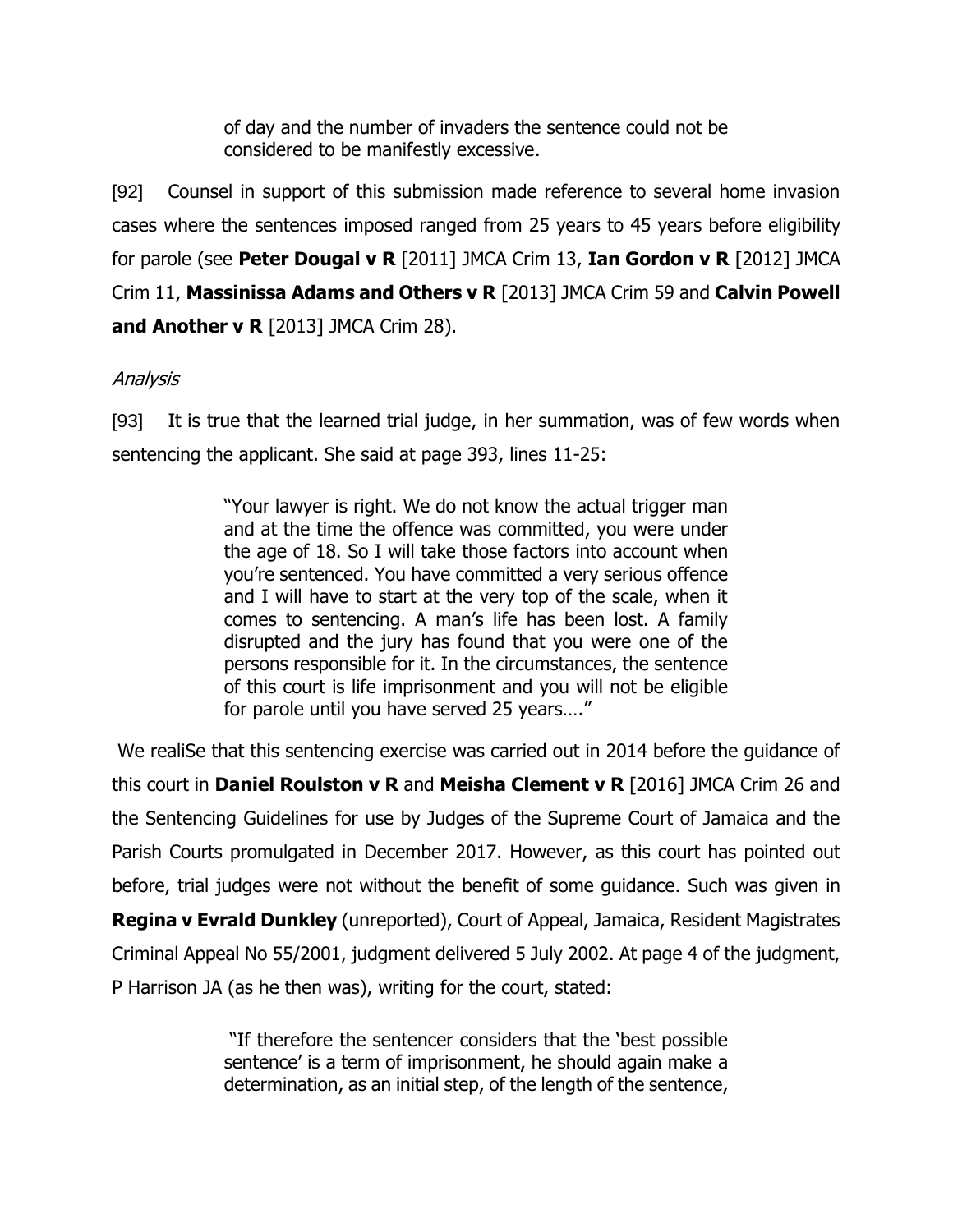> of day and the number of invaders the sentence could not be considered to be manifestly excessive.

[92] Counsel in support of this submission made reference to several home invasion cases where the sentences imposed ranged from 25 years to 45 years before eligibility for parole (see **Peter Dougal v R** [2011] JMCA Crim 13, **Ian Gordon v R** [2012] JMCA Crim 11, **Massinissa Adams and Others v R** [2013] JMCA Crim 59 and **Calvin Powell and Another v R** [2013] JMCA Crim 28).

*Analysis*

[93] It is true that the learned trial judge, in her summation, was of few words when sentencing the applicant. She said at page 393, lines 11-25:

> "Your lawyer is right. We do not know the actual trigger man and at the time the offence was committed, you were under the age of 18. So I will take those factors into account when you're sentenced. You have committed a very serious offence and I will have to start at the very top of the scale, when it comes to sentencing. A man's life has been lost. A family disrupted and the jury has found that you were one of the persons responsible for it. In the circumstances, the sentence of this court is life imprisonment and you will not be eligible for parole until you have served 25 years…."

We realiSe that this sentencing exercise was carried out in 2014 before the guidance of this court in **Daniel Roulston v R** and **Meisha Clement v R** [2016] JMCA Crim 26 and the Sentencing Guidelines for use by Judges of the Supreme Court of Jamaica and the Parish Courts promulgated in December 2017. However, as this court has pointed out before, trial judges were not without the benefit of some guidance. Such was given in **Regina v Evrald Dunkley** (unreported), Court of Appeal, Jamaica, Resident Magistrates Criminal Appeal No 55/2001, judgment delivered 5 July 2002. At page 4 of the judgment, P Harrison JA (as he then was), writing for the court, stated:

> "If therefore the sentencer considers that the 'best possible sentence' is a term of imprisonment, he should again make a determination, as an initial step, of the length of the sentence,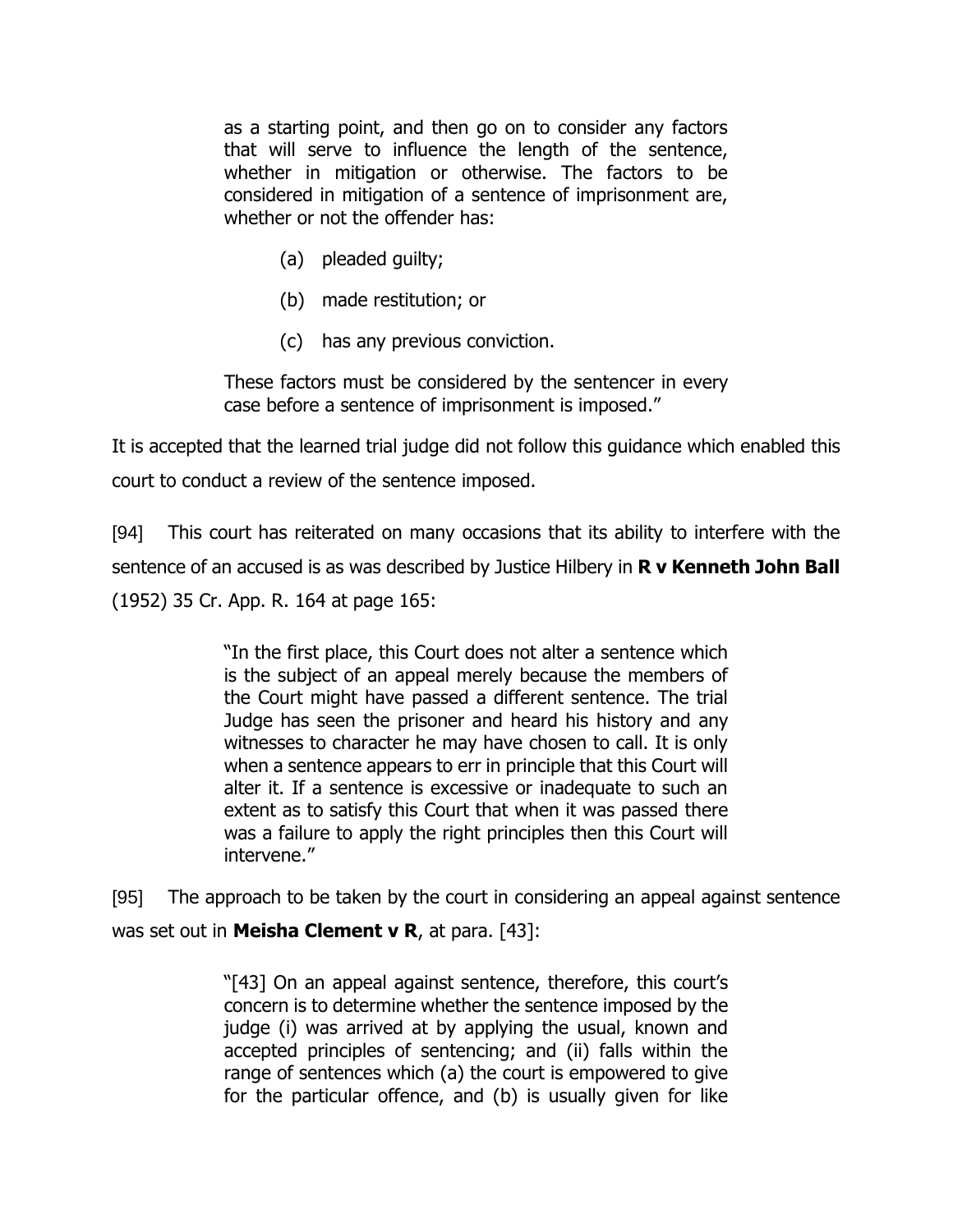> as a starting point, and then go on to consider any factors that will serve to influence the length of the sentence, whether in mitigation or otherwise. The factors to be considered in mitigation of a sentence of imprisonment are, whether or not the offender has:
>
> (a) pleaded guilty;
>
> (b) made restitution; or
>
> (c) has any previous conviction.
>
> These factors must be considered by the sentencer in every case before a sentence of imprisonment is imposed."

It is accepted that the learned trial judge did not follow this guidance which enabled this court to conduct a review of the sentence imposed.

[94] This court has reiterated on many occasions that its ability to interfere with the sentence of an accused is as was described by Justice Hilbery in **R v Kenneth John Ball** (1952) 35 Cr. App. R. 164 at page 165:

> "In the first place, this Court does not alter a sentence which is the subject of an appeal merely because the members of the Court might have passed a different sentence. The trial Judge has seen the prisoner and heard his history and any witnesses to character he may have chosen to call. It is only when a sentence appears to err in principle that this Court will alter it. If a sentence is excessive or inadequate to such an extent as to satisfy this Court that when it was passed there was a failure to apply the right principles then this Court will intervene."

[95] The approach to be taken by the court in considering an appeal against sentence was set out in **Meisha Clement v R**, at para. [43]:

> "[43] On an appeal against sentence, therefore, this court's concern is to determine whether the sentence imposed by the judge (i) was arrived at by applying the usual, known and accepted principles of sentencing; and (ii) falls within the range of sentences which (a) the court is empowered to give for the particular offence, and (b) is usually given for like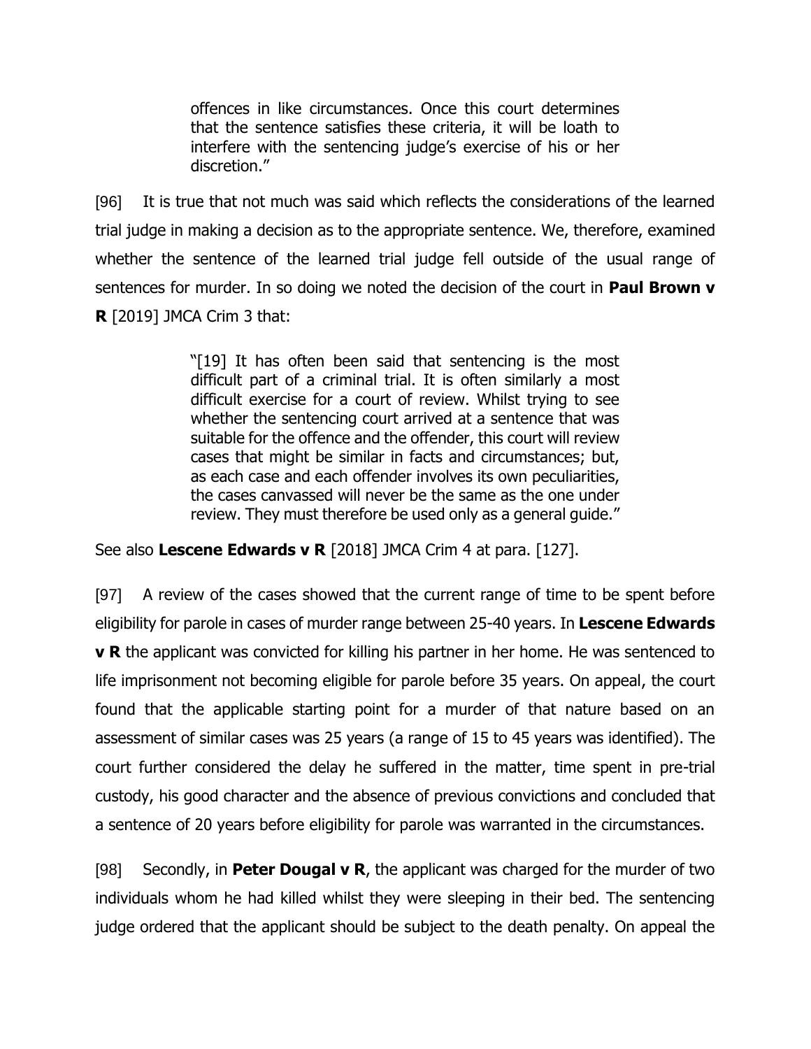> offences in like circumstances. Once this court determines that the sentence satisfies these criteria, it will be loath to interfere with the sentencing judge's exercise of his or her discretion."

[96] It is true that not much was said which reflects the considerations of the learned trial judge in making a decision as to the appropriate sentence. We, therefore, examined whether the sentence of the learned trial judge fell outside of the usual range of sentences for murder. In so doing we noted the decision of the court in **Paul Brown v R** [2019] JMCA Crim 3 that:

> "[19] It has often been said that sentencing is the most difficult part of a criminal trial. It is often similarly a most difficult exercise for a court of review. Whilst trying to see whether the sentencing court arrived at a sentence that was suitable for the offence and the offender, this court will review cases that might be similar in facts and circumstances; but, as each case and each offender involves its own peculiarities, the cases canvassed will never be the same as the one under review. They must therefore be used only as a general guide."

See also **Lescene Edwards v R** [2018] JMCA Crim 4 at para. [127].

[97] A review of the cases showed that the current range of time to be spent before eligibility for parole in cases of murder range between 25-40 years. In **Lescene Edwards v R** the applicant was convicted for killing his partner in her home. He was sentenced to life imprisonment not becoming eligible for parole before 35 years. On appeal, the court found that the applicable starting point for a murder of that nature based on an assessment of similar cases was 25 years (a range of 15 to 45 years was identified). The court further considered the delay he suffered in the matter, time spent in pre-trial custody, his good character and the absence of previous convictions and concluded that a sentence of 20 years before eligibility for parole was warranted in the circumstances.

[98] Secondly, in **Peter Dougal v R**, the applicant was charged for the murder of two individuals whom he had killed whilst they were sleeping in their bed. The sentencing judge ordered that the applicant should be subject to the death penalty. On appeal the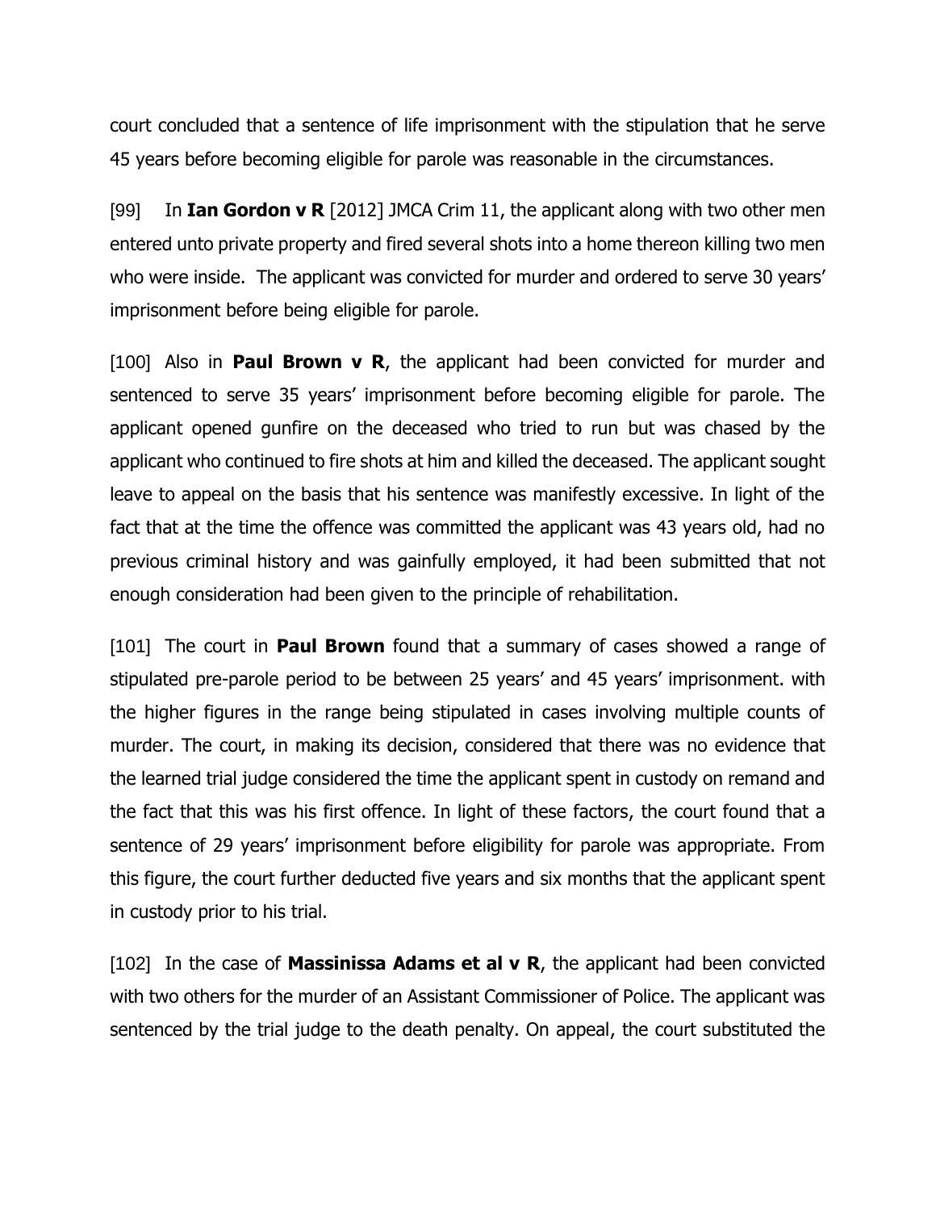court concluded that a sentence of life imprisonment with the stipulation that he serve 45 years before becoming eligible for parole was reasonable in the circumstances.

[99] In **Ian Gordon v R** [2012] JMCA Crim 11, the applicant along with two other men entered unto private property and fired several shots into a home thereon killing two men who were inside. The applicant was convicted for murder and ordered to serve 30 years' imprisonment before being eligible for parole.

[100] Also in **Paul Brown v R**, the applicant had been convicted for murder and sentenced to serve 35 years' imprisonment before becoming eligible for parole. The applicant opened gunfire on the deceased who tried to run but was chased by the applicant who continued to fire shots at him and killed the deceased. The applicant sought leave to appeal on the basis that his sentence was manifestly excessive. In light of the fact that at the time the offence was committed the applicant was 43 years old, had no previous criminal history and was gainfully employed, it had been submitted that not enough consideration had been given to the principle of rehabilitation.

[101] The court in **Paul Brown** found that a summary of cases showed a range of stipulated pre-parole period to be between 25 years' and 45 years' imprisonment. with the higher figures in the range being stipulated in cases involving multiple counts of murder. The court, in making its decision, considered that there was no evidence that the learned trial judge considered the time the applicant spent in custody on remand and the fact that this was his first offence. In light of these factors, the court found that a sentence of 29 years' imprisonment before eligibility for parole was appropriate. From this figure, the court further deducted five years and six months that the applicant spent in custody prior to his trial.

[102] In the case of **Massinissa Adams et al v R**, the applicant had been convicted with two others for the murder of an Assistant Commissioner of Police. The applicant was sentenced by the trial judge to the death penalty. On appeal, the court substituted the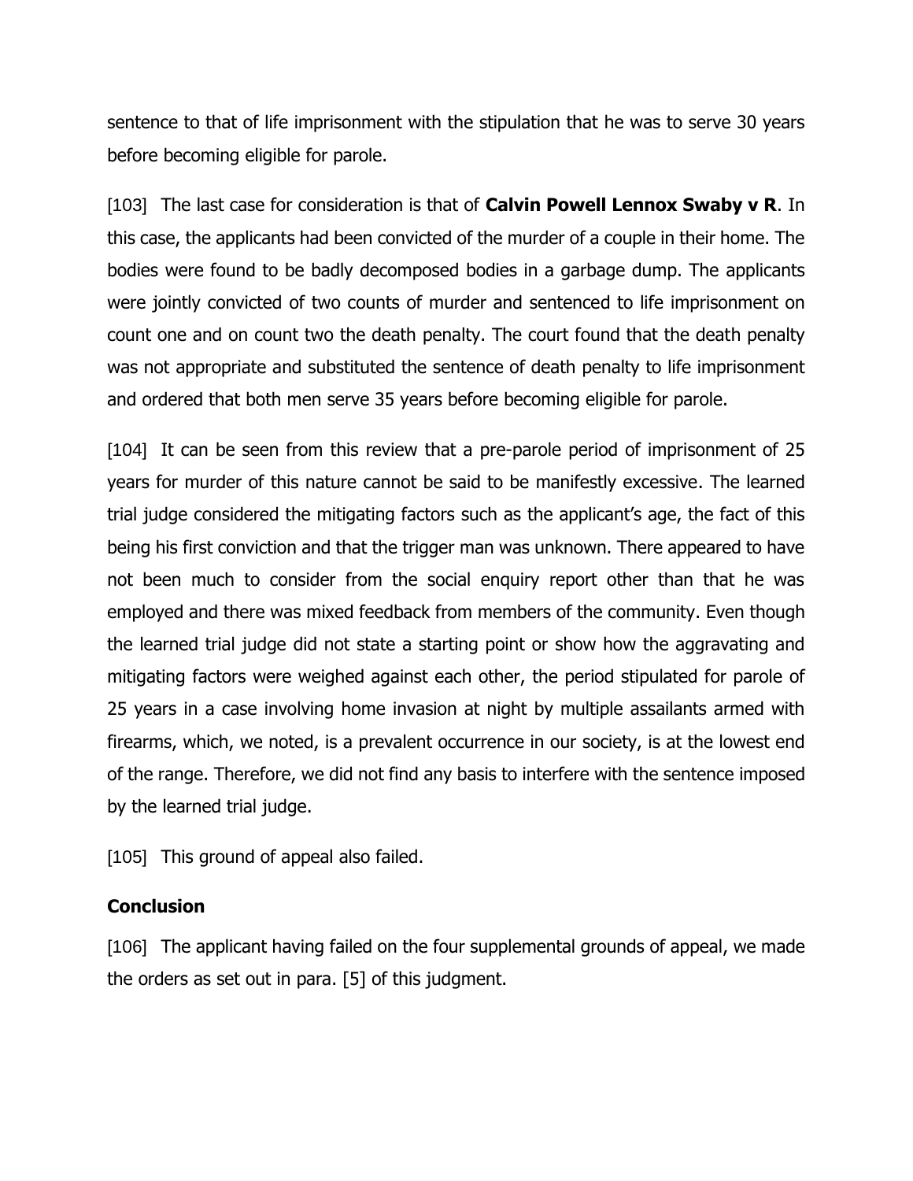sentence to that of life imprisonment with the stipulation that he was to serve 30 years before becoming eligible for parole.

[103] The last case for consideration is that of **Calvin Powell Lennox Swaby v R**. In this case, the applicants had been convicted of the murder of a couple in their home. The bodies were found to be badly decomposed bodies in a garbage dump. The applicants were jointly convicted of two counts of murder and sentenced to life imprisonment on count one and on count two the death penalty. The court found that the death penalty was not appropriate and substituted the sentence of death penalty to life imprisonment and ordered that both men serve 35 years before becoming eligible for parole.

[104] It can be seen from this review that a pre-parole period of imprisonment of 25 years for murder of this nature cannot be said to be manifestly excessive. The learned trial judge considered the mitigating factors such as the applicant's age, the fact of this being his first conviction and that the trigger man was unknown. There appeared to have not been much to consider from the social enquiry report other than that he was employed and there was mixed feedback from members of the community. Even though the learned trial judge did not state a starting point or show how the aggravating and mitigating factors were weighed against each other, the period stipulated for parole of 25 years in a case involving home invasion at night by multiple assailants armed with firearms, which, we noted, is a prevalent occurrence in our society, is at the lowest end of the range. Therefore, we did not find any basis to interfere with the sentence imposed by the learned trial judge.

[105] This ground of appeal also failed.

## Conclusion

[106] The applicant having failed on the four supplemental grounds of appeal, we made the orders as set out in para. [5] of this judgment.